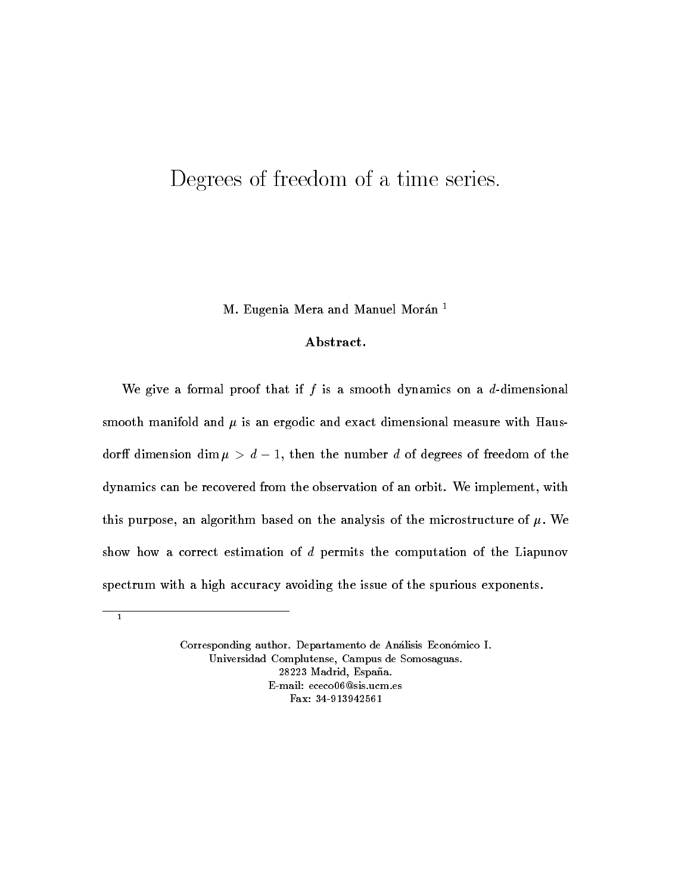# Degrees of freedom of a time series.

M. Eugenia Mera and Manuel Morán [1]

**Abstract.**

We give a formal proof that if $f$ is a smooth dynamics on a $d$-dimensional smooth manifold and $\mu$ is an ergodic and exact dimensional measure with Hausdorff dimension $\dim \mu > d - 1$, then the number $d$ of degrees of freedom of the dynamics can be recovered from the observation of an orbit. We implement, with this purpose, an algorithm based on the analysis of the microstructure of $\mu$. We show how a correct estimation of $d$ permits the computation of the Liapunov spectrum with a high accuracy avoiding the issue of the spurious exponents.

---

[1] Corresponding author. Departamento de Análisis Económico I.
Universidad Complutense, Campus de Somosaguas.
28223 Madrid, España.
E-mail: ececo06@sis.ucm.es
Fax: 34-913942561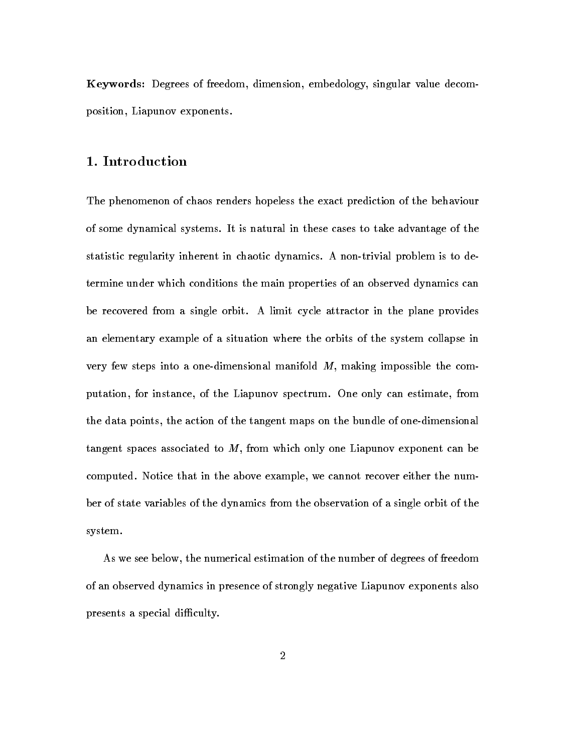**Keywords:** Degrees of freedom, dimension, embedology, singular value decomposition, Liapunov exponents.

## 1. Introduction

The phenomenon of chaos renders hopeless the exact prediction of the behaviour of some dynamical systems. It is natural in these cases to take advantage of the statistic regularity inherent in chaotic dynamics. A non-trivial problem is to determine under which conditions the main properties of an observed dynamics can be recovered from a single orbit. A limit cycle attractor in the plane provides an elementary example of a situation where the orbits of the system collapse in very few steps into a one-dimensional manifold $M$, making impossible the computation, for instance, of the Liapunov spectrum. One only can estimate, from the data points, the action of the tangent maps on the bundle of one-dimensional tangent spaces associated to $M$, from which only one Liapunov exponent can be computed. Notice that in the above example, we cannot recover either the number of state variables of the dynamics from the observation of a single orbit of the system.

As we see below, the numerical estimation of the number of degrees of freedom of an observed dynamics in presence of strongly negative Liapunov exponents also presents a special difficulty.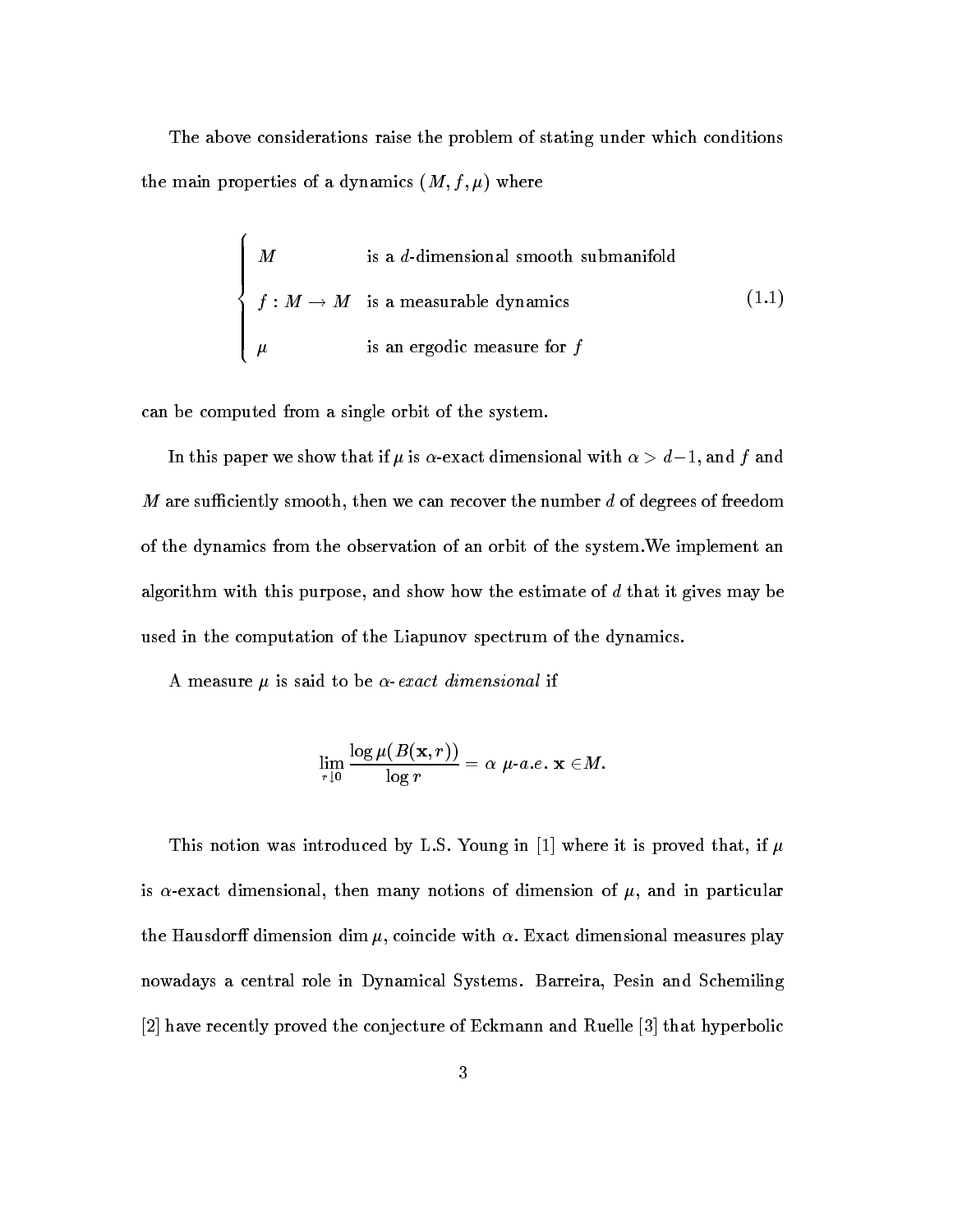The above considerations raise the problem of stating under which conditions the main properties of a dynamics $(M, f, \mu)$ where

$$
\begin{cases}
M & \text{is a } d\text{-dimensional smooth submanifold} \\
f : M \to M & \text{is a measurable dynamics} \\
\mu & \text{is an ergodic measure for } f
\end{cases}
\tag{1.1}
$$

can be computed from a single orbit of the system.

In this paper we show that if $\mu$ is $\alpha$-exact dimensional with $\alpha > d-1$, and $f$ and $M$ are sufficiently smooth, then we can recover the number $d$ of degrees of freedom of the dynamics from the observation of an orbit of the system.We implement an algorithm with this purpose, and show how the estimate of $d$ that it gives may be used in the computation of the Liapunov spectrum of the dynamics.

A measure $\mu$ is said to be $\alpha$-*exact dimensional* if

$$
\lim_{r \downarrow 0} \frac{\log \mu(B(\mathbf{x}, r))}{\log r} = \alpha \ \ \mu\text{-}a.e. \ \mathbf{x} \in M.
$$

This notion was introduced by L.S. Young in [1] where it is proved that, if $\mu$ is $\alpha$-exact dimensional, then many notions of dimension of $\mu$, and in particular the Hausdorff dimension $\dim \mu$, coincide with $\alpha$. Exact dimensional measures play nowadays a central role in Dynamical Systems. Barreira, Pesin and Schemiling [2] have recently proved the conjecture of Eckmann and Ruelle [3] that hyperbolic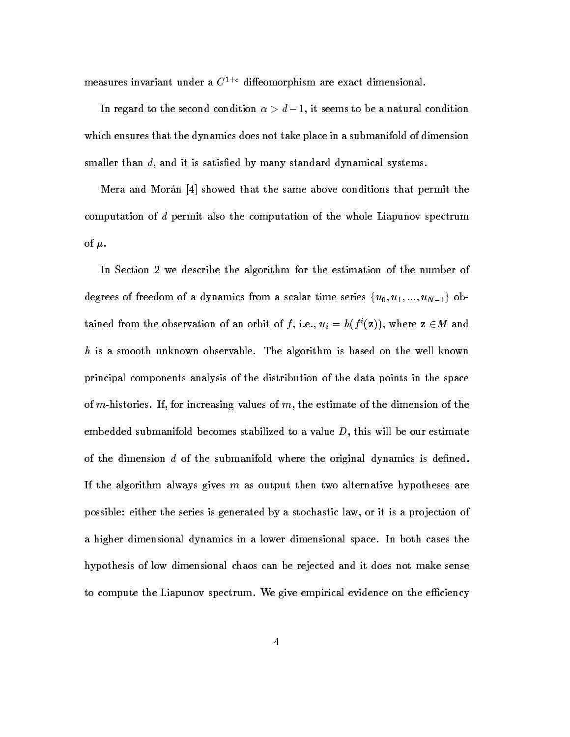measures invariant under a $C^{1+e}$ diffeomorphism are exact dimensional.

In regard to the second condition $\alpha > d-1$, it seems to be a natural condition which ensures that the dynamics does not take place in a submanifold of dimension smaller than $d$, and it is satisfied by many standard dynamical systems.

Mera and Morán [4] showed that the same above conditions that permit the computation of $d$ permit also the computation of the whole Liapunov spectrum of $\mu$.

In Section 2 we describe the algorithm for the estimation of the number of degrees of freedom of a dynamics from a scalar time series $\{u_0, u_1, ..., u_{N-1}\}$ obtained from the observation of an orbit of $f$, i.e., $u_i = h(f^i(\mathbf{z}))$, where $\mathbf{z} \in M$ and $h$ is a smooth unknown observable. The algorithm is based on the well known principal components analysis of the distribution of the data points in the space of $m$-histories. If, for increasing values of $m$, the estimate of the dimension of the embedded submanifold becomes stabilized to a value $D$, this will be our estimate of the dimension $d$ of the submanifold where the original dynamics is defined. If the algorithm always gives $m$ as output then two alternative hypotheses are possible: either the series is generated by a stochastic law, or it is a projection of a higher dimensional dynamics in a lower dimensional space. In both cases the hypothesis of low dimensional chaos can be rejected and it does not make sense to compute the Liapunov spectrum. We give empirical evidence on the efficiency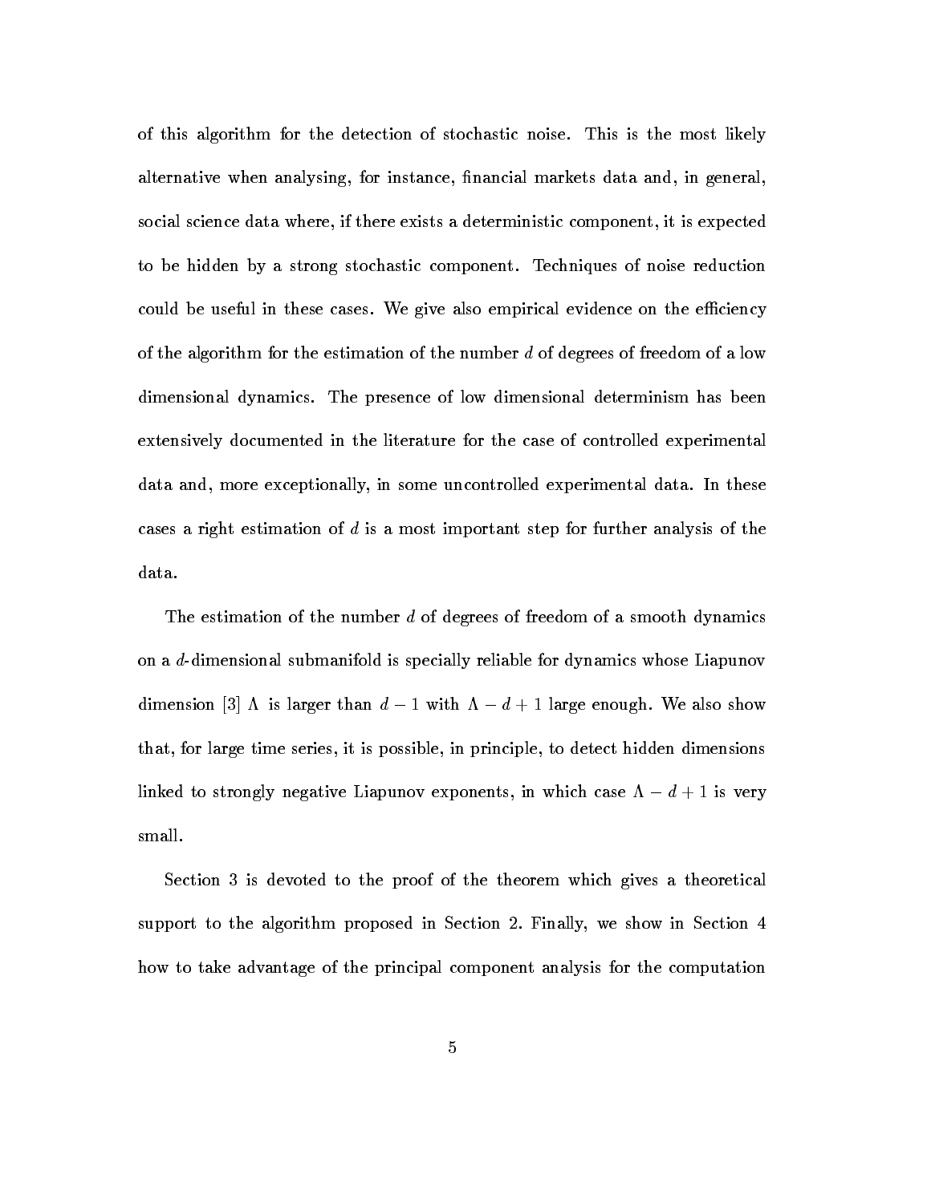of this algorithm for the detection of stochastic noise. This is the most likely alternative when analysing, for instance, financial markets data and, in general, social science data where, if there exists a deterministic component, it is expected to be hidden by a strong stochastic component. Techniques of noise reduction could be useful in these cases. We give also empirical evidence on the efficiency of the algorithm for the estimation of the number $d$ of degrees of freedom of a low dimensional dynamics. The presence of low dimensional determinism has been extensively documented in the literature for the case of controlled experimental data and, more exceptionally, in some uncontrolled experimental data. In these cases a right estimation of $d$ is a most important step for further analysis of the data.

The estimation of the number $d$ of degrees of freedom of a smooth dynamics on a $d$-dimensional submanifold is specially reliable for dynamics whose Liapunov dimension [3] $\Lambda$ is larger than $d-1$ with $\Lambda - d + 1$ large enough. We also show that, for large time series, it is possible, in principle, to detect hidden dimensions linked to strongly negative Liapunov exponents, in which case $\Lambda - d + 1$ is very small.

Section 3 is devoted to the proof of the theorem which gives a theoretical support to the algorithm proposed in Section 2. Finally, we show in Section 4 how to take advantage of the principal component analysis for the computation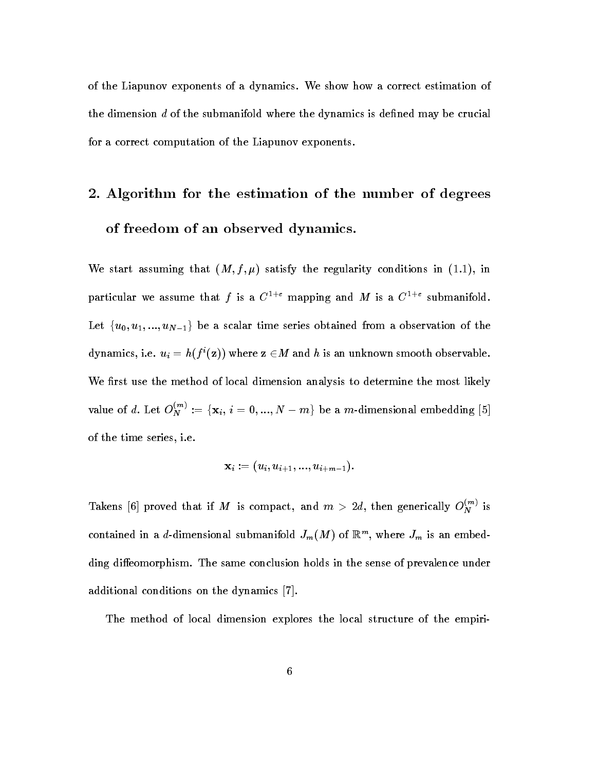of the Liapunov exponents of a dynamics. We show how a correct estimation of the dimension $d$ of the submanifold where the dynamics is defined may be crucial for a correct computation of the Liapunov exponents.

## 2. Algorithm for the estimation of the number of degrees of freedom of an observed dynamics.

We start assuming that $(M, f, \mu)$ satisfy the regularity conditions in (1.1), in particular we assume that $f$ is a $C^{1+\varepsilon}$ mapping and $M$ is a $C^{1+\varepsilon}$ submanifold. Let $\{u_0, u_1, ..., u_{N-1}\}$ be a scalar time series obtained from a observation of the dynamics, i.e. $u_i = h(f^i(\mathbf{z}))$ where $\mathbf{z} \in M$ and $h$ is an unknown smooth observable. We first use the method of local dimension analysis to determine the most likely value of $d$. Let $O_N^{(m)} := \{\mathbf{x}_i, \, i = 0, ..., N - m\}$ be a $m$-dimensional embedding [5] of the time series, i.e.

$$\mathbf{x}_i := (u_i, u_{i+1}, ..., u_{i+m-1}).$$

Takens [6] proved that if $M$ is compact, and $m > 2d$, then generically $O_N^{(m)}$ is contained in a $d$-dimensional submanifold $J_m(M)$ of $\mathbb{R}^m$, where $J_m$ is an embedding diffeomorphism. The same conclusion holds in the sense of prevalence under additional conditions on the dynamics [7].

The method of local dimension explores the local structure of the empiri-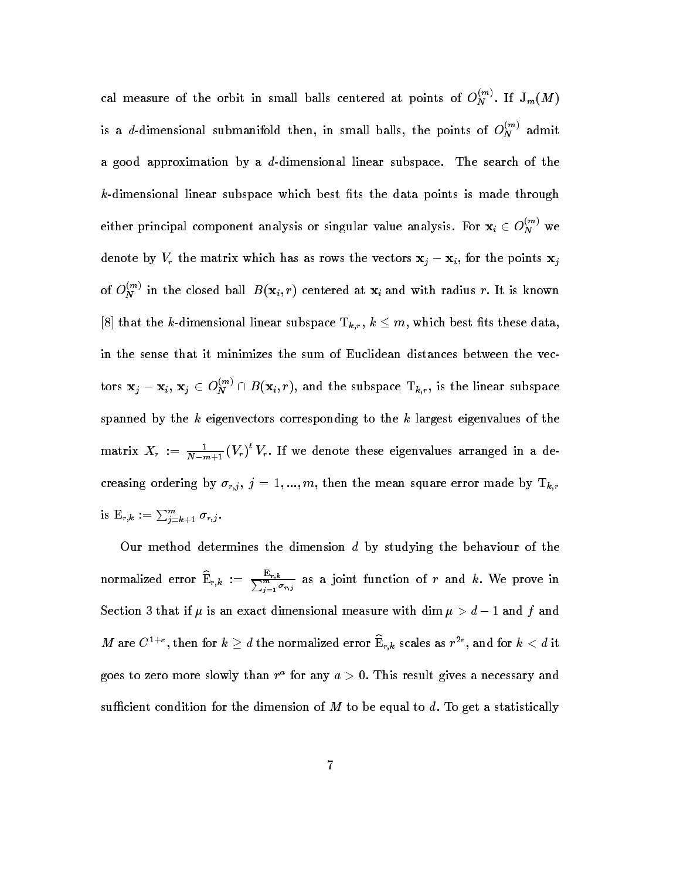cal measure of the orbit in small balls centered at points of $O_N^{(m)}$. If $\mathrm{J}_m(M)$ is a $d$-dimensional submanifold then, in small balls, the points of $O_N^{(m)}$ admit a good approximation by a $d$-dimensional linear subspace. The search of the $k$-dimensional linear subspace which best fits the data points is made through either principal component analysis or singular value analysis. For $\mathbf{x}_i \in O_N^{(m)}$ we denote by $V_r$ the matrix which has as rows the vectors $\mathbf{x}_j - \mathbf{x}_i$, for the points $\mathbf{x}_j$ of $O_N^{(m)}$ in the closed ball $B(\mathbf{x}_i, r)$ centered at $\mathbf{x}_i$ and with radius $r$. It is known [8] that the $k$-dimensional linear subspace $\mathrm{T}_{k,r}$, $k \leq m$, which best fits these data, in the sense that it minimizes the sum of Euclidean distances between the vectors $\mathbf{x}_j - \mathbf{x}_i$, $\mathbf{x}_j \in O_N^{(m)} \cap B(\mathbf{x}_i, r)$, and the subspace $\mathrm{T}_{k,r}$, is the linear subspace spanned by the $k$ eigenvectors corresponding to the $k$ largest eigenvalues of the matrix $X_r := \frac{1}{N-m+1} (V_r)^t \, V_r$. If we denote these eigenvalues arranged in a decreasing ordering by $\sigma_{r,j}$, $j = 1, ..., m$, then the mean square error made by $\mathrm{T}_{k,r}$ is $\mathrm{E}_{r,k} := \sum_{j=k+1}^{m} \sigma_{r,j}$.

Our method determines the dimension $d$ by studying the behaviour of the normalized error $\widehat{\mathrm{E}}_{r,k} := \frac{\mathrm{E}_{r,k}}{\sum_{j=1}^{m} \sigma_{r,j}}$ as a joint function of $r$ and $k$. We prove in Section 3 that if $\mu$ is an exact dimensional measure with $\dim \mu > d - 1$ and $f$ and $M$ are $C^{1+\varepsilon}$, then for $k \geq d$ the normalized error $\widehat{\mathrm{E}}_{r,k}$ scales as $r^{2\varepsilon}$, and for $k < d$ it goes to zero more slowly than $r^a$ for any $a > 0$. This result gives a necessary and sufficient condition for the dimension of $M$ to be equal to $d$. To get a statistically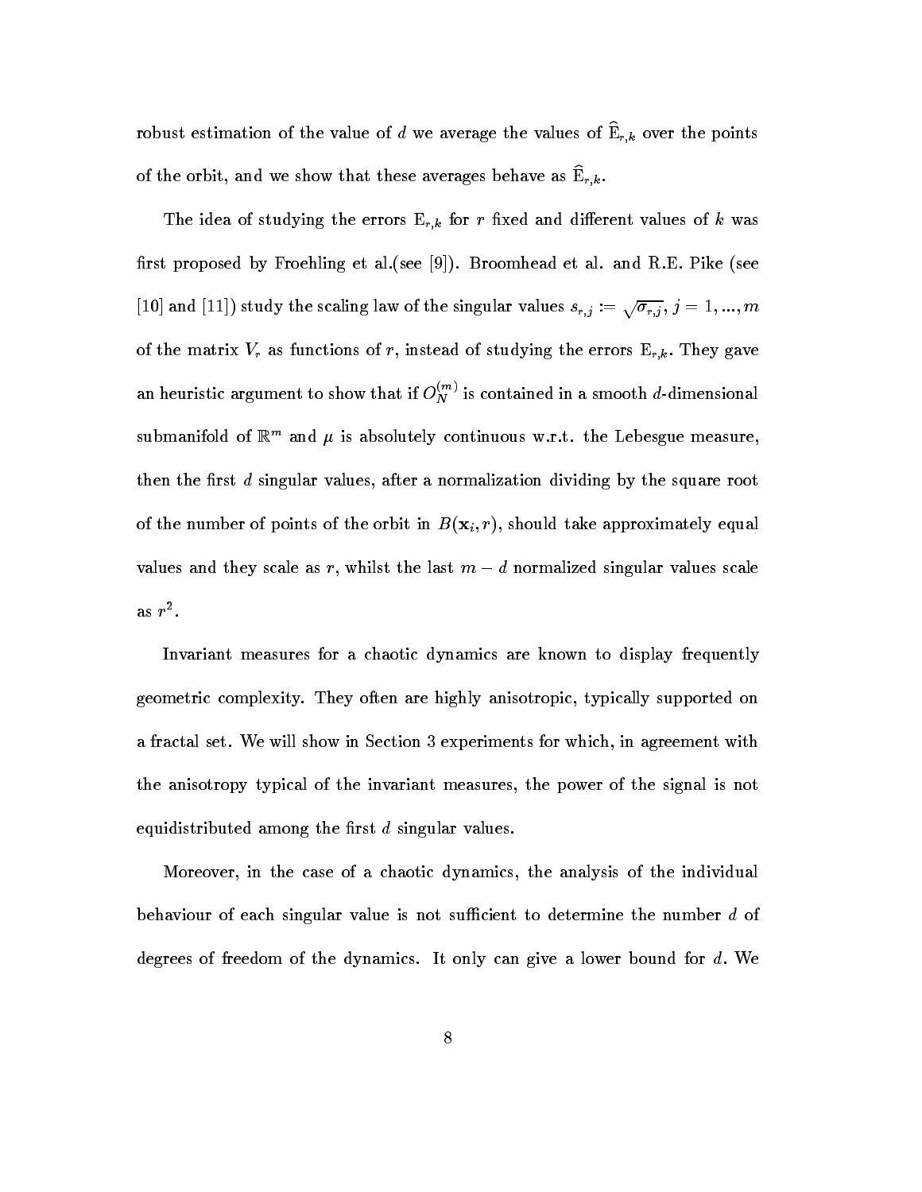robust estimation of the value of $d$ we average the values of $\widehat{\mathrm{E}}_{r,k}$ over the points of the orbit, and we show that these averages behave as $\widehat{\mathrm{E}}_{r,k}$.

The idea of studying the errors $\mathrm{E}_{r,k}$ for $r$ fixed and different values of $k$ was first proposed by Froehling et al.(see [9]). Broomhead et al. and R.E. Pike (see [10] and [11]) study the scaling law of the singular values $s_{r,j} := \sqrt{\sigma_{r,j}}$, $j = 1, ..., m$ of the matrix $V_r$ as functions of $r$, instead of studying the errors $\mathrm{E}_{r,k}$. They gave an heuristic argument to show that if $O_N^{(m)}$ is contained in a smooth $d$-dimensional submanifold of $\mathbb{R}^m$ and $\mu$ is absolutely continuous w.r.t. the Lebesgue measure, then the first $d$ singular values, after a normalization dividing by the square root of the number of points of the orbit in $B(\mathbf{x}_i, r)$, should take approximately equal values and they scale as $r$, whilst the last $m - d$ normalized singular values scale as $r^2$.

Invariant measures for a chaotic dynamics are known to display frequently geometric complexity. They often are highly anisotropic, typically supported on a fractal set. We will show in Section 3 experiments for which, in agreement with the anisotropy typical of the invariant measures, the power of the signal is not equidistributed among the first $d$ singular values.

Moreover, in the case of a chaotic dynamics, the analysis of the individual behaviour of each singular value is not sufficient to determine the number $d$ of degrees of freedom of the dynamics. It only can give a lower bound for $d$. We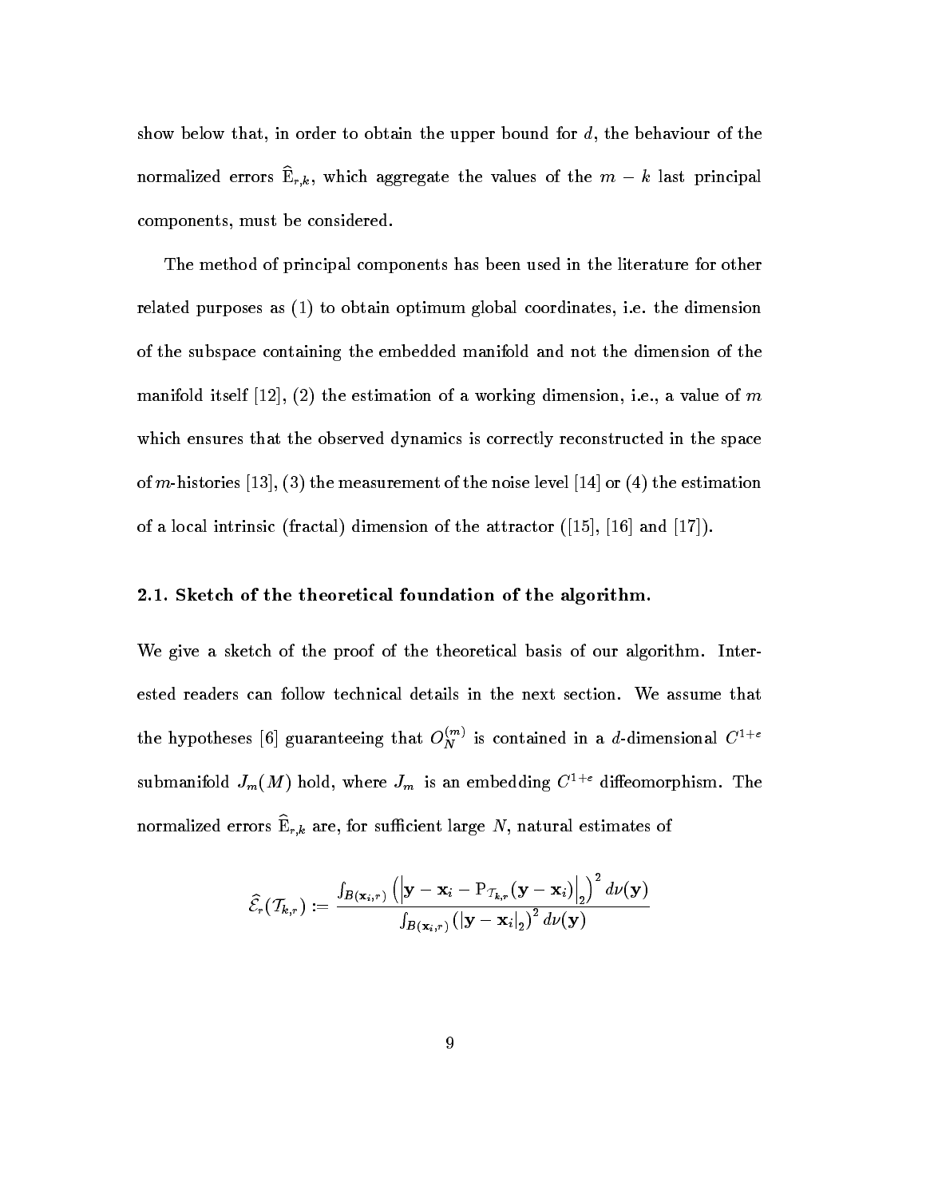show below that, in order to obtain the upper bound for $d$, the behaviour of the normalized errors $\widehat{\mathrm{E}}_{r,k}$, which aggregate the values of the $m-k$ last principal components, must be considered.

The method of principal components has been used in the literature for other related purposes as (1) to obtain optimum global coordinates, i.e. the dimension of the subspace containing the embedded manifold and not the dimension of the manifold itself [12], (2) the estimation of a working dimension, i.e., a value of $m$ which ensures that the observed dynamics is correctly reconstructed in the space of $m$-histories [13], (3) the measurement of the noise level [14] or (4) the estimation of a local intrinsic (fractal) dimension of the attractor ([15], [16] and [17]).

### 2.1. Sketch of the theoretical foundation of the algorithm.

We give a sketch of the proof of the theoretical basis of our algorithm. Interested readers can follow technical details in the next section. We assume that the hypotheses [6] guaranteeing that $O_N^{(m)}$ is contained in a $d$-dimensional $C^{1+\epsilon}$ submanifold $J_m(M)$ hold, where $J_m$ is an embedding $C^{1+\epsilon}$ diffeomorphism. The normalized errors $\widehat{\mathrm{E}}_{r,k}$ are, for sufficient large $N$, natural estimates of

$$\widehat{\mathcal{E}}_r(\mathcal{T}_{k,r}) := \frac{\int_{B(\mathbf{x}_i,r)} \left(\left|\mathbf{y}-\mathbf{x}_i-\mathrm{P}_{\mathcal{T}_{k,r}}(\mathbf{y}-\mathbf{x}_i)\right|_2\right)^2 d\nu(\mathbf{y})}{\int_{B(\mathbf{x}_i,r)} \left(|\mathbf{y}-\mathbf{x}_i|_2\right)^2 d\nu(\mathbf{y})}$$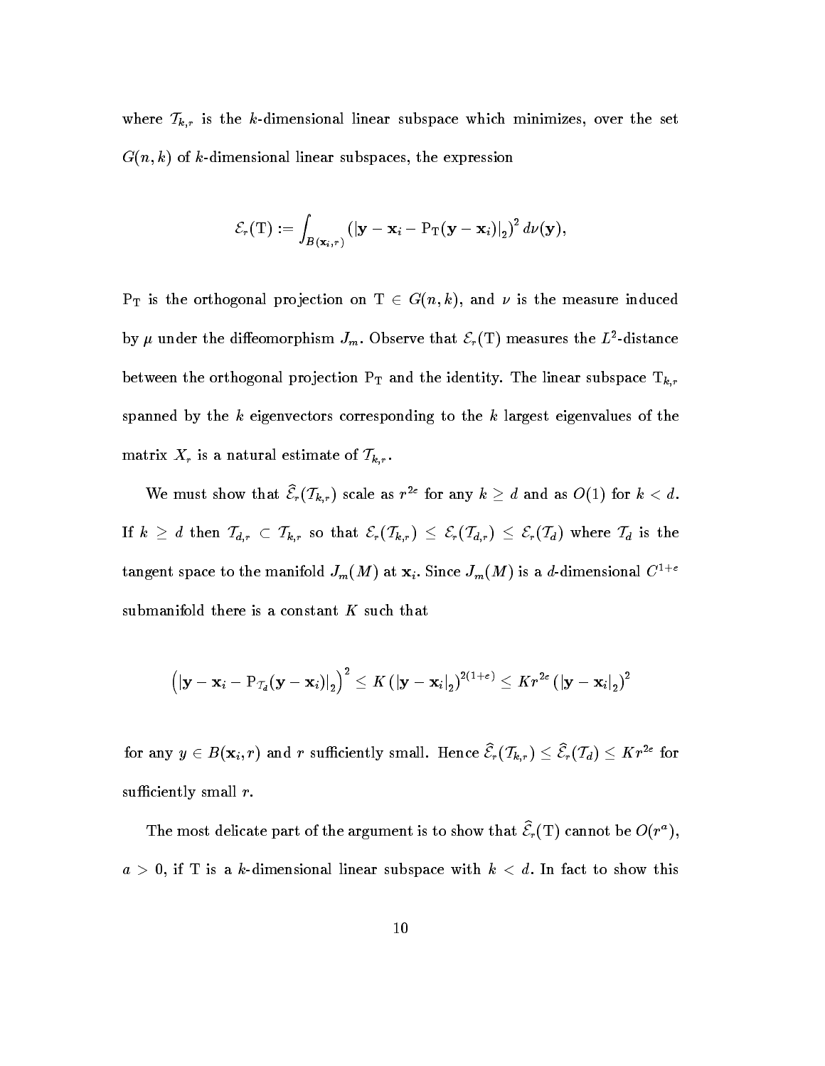where $\mathcal{T}_{k,r}$ is the $k$-dimensional linear subspace which minimizes, over the set $G(n,k)$ of $k$-dimensional linear subspaces, the expression

$$\mathcal{E}_r(\mathrm{T}) := \int_{B(\mathbf{x}_i, r)} \left( |\mathbf{y} - \mathbf{x}_i - \mathrm{P}_{\mathrm{T}}(\mathbf{y} - \mathbf{x}_i)|_2 \right)^2 d\nu(\mathbf{y}),$$

$\mathrm{P}_{\mathrm{T}}$ is the orthogonal projection on $\mathrm{T} \in G(n,k)$, and $\nu$ is the measure induced by $\mu$ under the diffeomorphism $J_m$. Observe that $\mathcal{E}_r(\mathrm{T})$ measures the $L^2$-distance between the orthogonal projection $\mathrm{P}_{\mathrm{T}}$ and the identity. The linear subspace $\mathrm{T}_{k,r}$ spanned by the $k$ eigenvectors corresponding to the $k$ largest eigenvalues of the matrix $X_r$ is a natural estimate of $\mathcal{T}_{k,r}$.

We must show that $\widehat{\mathcal{E}}_r(\mathcal{T}_{k,r})$ scale as $r^{2\varepsilon}$ for any $k \geq d$ and as $O(1)$ for $k < d$. If $k \geq d$ then $\mathcal{T}_{d,r} \subset \mathcal{T}_{k,r}$ so that $\mathcal{E}_r(\mathcal{T}_{k,r}) \leq \mathcal{E}_r(\mathcal{T}_{d,r}) \leq \mathcal{E}_r(\mathcal{T}_d)$ where $\mathcal{T}_d$ is the tangent space to the manifold $J_m(M)$ at $\mathbf{x}_i$. Since $J_m(M)$ is a $d$-dimensional $C^{1+\varepsilon}$ submanifold there is a constant $K$ such that

$$\left( |\mathbf{y} - \mathbf{x}_i - \mathrm{P}_{\mathcal{T}_d}(\mathbf{y} - \mathbf{x}_i)|_2 \right)^2 \leq K \left( |\mathbf{y} - \mathbf{x}_i|_2 \right)^{2(1+\varepsilon)} \leq K r^{2\varepsilon} \left( |\mathbf{y} - \mathbf{x}_i|_2 \right)^2$$

for any $y \in B(\mathbf{x}_i, r)$ and $r$ sufficiently small. Hence $\widehat{\mathcal{E}}_r(\mathcal{T}_{k,r}) \leq \widehat{\mathcal{E}}_r(\mathcal{T}_d) \leq K r^{2\varepsilon}$ for sufficiently small $r$.

The most delicate part of the argument is to show that $\widehat{\mathcal{E}}_r(\mathrm{T})$ cannot be $O(r^a)$, $a > 0$, if $\mathrm{T}$ is a $k$-dimensional linear subspace with $k < d$. In fact to show this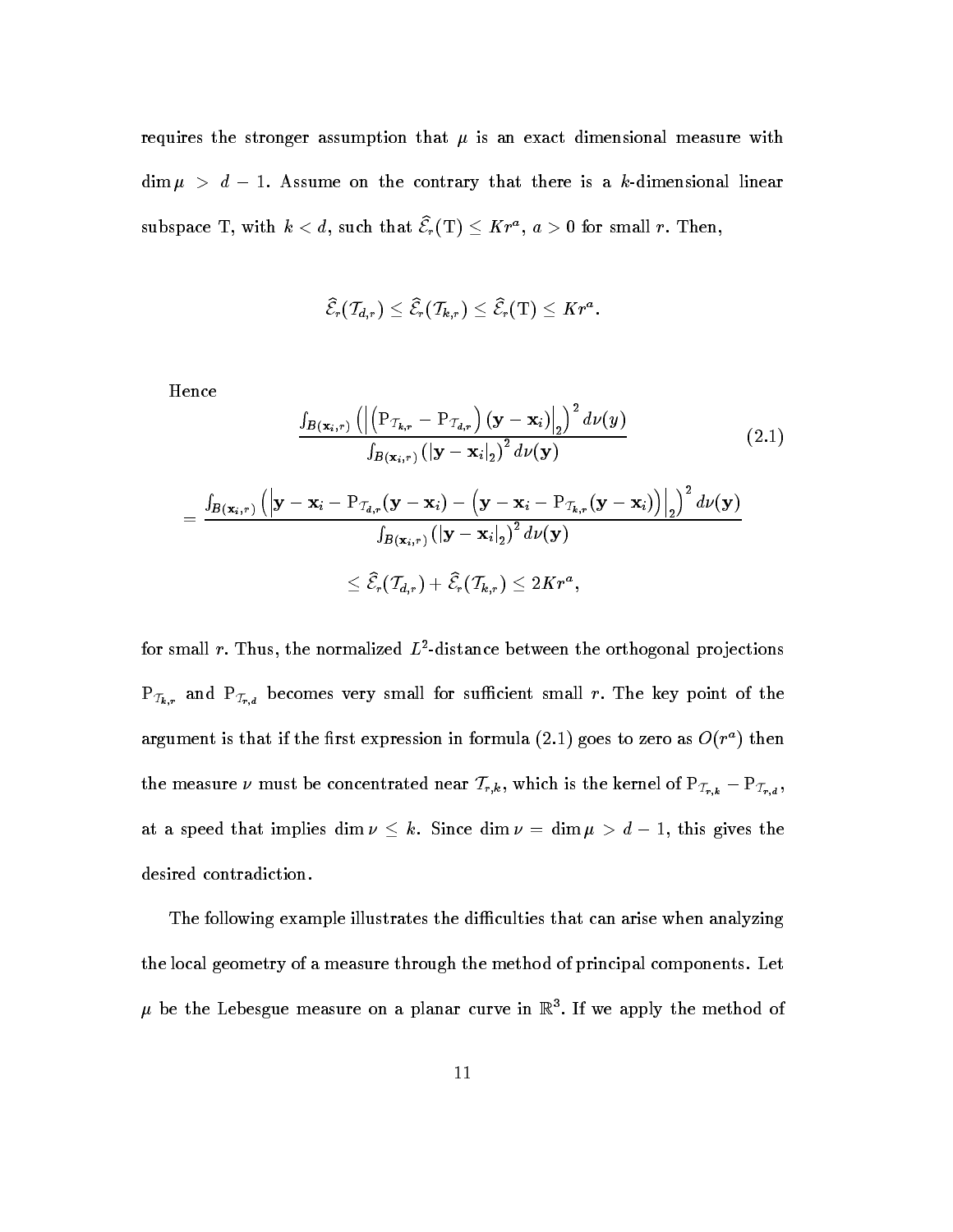requires the stronger assumption that $\mu$ is an exact dimensional measure with $\dim \mu > d-1$. Assume on the contrary that there is a $k$-dimensional linear subspace T, with $k < d$, such that $\widehat{\mathcal{E}}_r(\mathrm{T}) \le Kr^a$, $a > 0$ for small $r$. Then,

$$\widehat{\mathcal{E}}_r(\mathcal{T}_{d,r}) \le \widehat{\mathcal{E}}_r(\mathcal{T}_{k,r}) \le \widehat{\mathcal{E}}_r(\mathrm{T}) \le Kr^a.$$

Hence

$$\frac{\int_{B(\mathbf{x}_i,r)} \left( \left| \left( \mathrm{P}_{\mathcal{T}_{k,r}} - \mathrm{P}_{\mathcal{T}_{d,r}} \right) (\mathbf{y} - \mathbf{x}_i) \right|_2 \right)^2 d\nu(y)}{\int_{B(\mathbf{x}_i,r)} \left( |\mathbf{y} - \mathbf{x}_i|_2 \right)^2 d\nu(\mathbf{y})} \tag{2.1}$$

$$= \frac{\int_{B(\mathbf{x}_i,r)} \left( \left| \mathbf{y} - \mathbf{x}_i - \mathrm{P}_{\mathcal{T}_{d,r}}(\mathbf{y} - \mathbf{x}_i) - \left( \mathbf{y} - \mathbf{x}_i - \mathrm{P}_{\mathcal{T}_{k,r}}(\mathbf{y} - \mathbf{x}_i) \right) \right|_2 \right)^2 d\nu(\mathbf{y})}{\int_{B(\mathbf{x}_i,r)} \left( |\mathbf{y} - \mathbf{x}_i|_2 \right)^2 d\nu(\mathbf{y})}$$

$$\le \widehat{\mathcal{E}}_r(\mathcal{T}_{d,r}) + \widehat{\mathcal{E}}_r(\mathcal{T}_{k,r}) \le 2Kr^a,$$

for small $r$. Thus, the normalized $L^2$-distance between the orthogonal projections $\mathrm{P}_{\mathcal{T}_{k,r}}$ and $\mathrm{P}_{\mathcal{T}_{r,d}}$ becomes very small for sufficient small $r$. The key point of the argument is that if the first expression in formula (2.1) goes to zero as $O(r^a)$ then the measure $\nu$ must be concentrated near $\mathcal{T}_{r,k}$, which is the kernel of $\mathrm{P}_{\mathcal{T}_{r,k}} - \mathrm{P}_{\mathcal{T}_{r,d}}$, at a speed that implies $\dim \nu \le k$. Since $\dim \nu = \dim \mu > d - 1$, this gives the desired contradiction.

The following example illustrates the difficulties that can arise when analyzing the local geometry of a measure through the method of principal components. Let $\mu$ be the Lebesgue measure on a planar curve in $\mathbb{R}^3$. If we apply the method of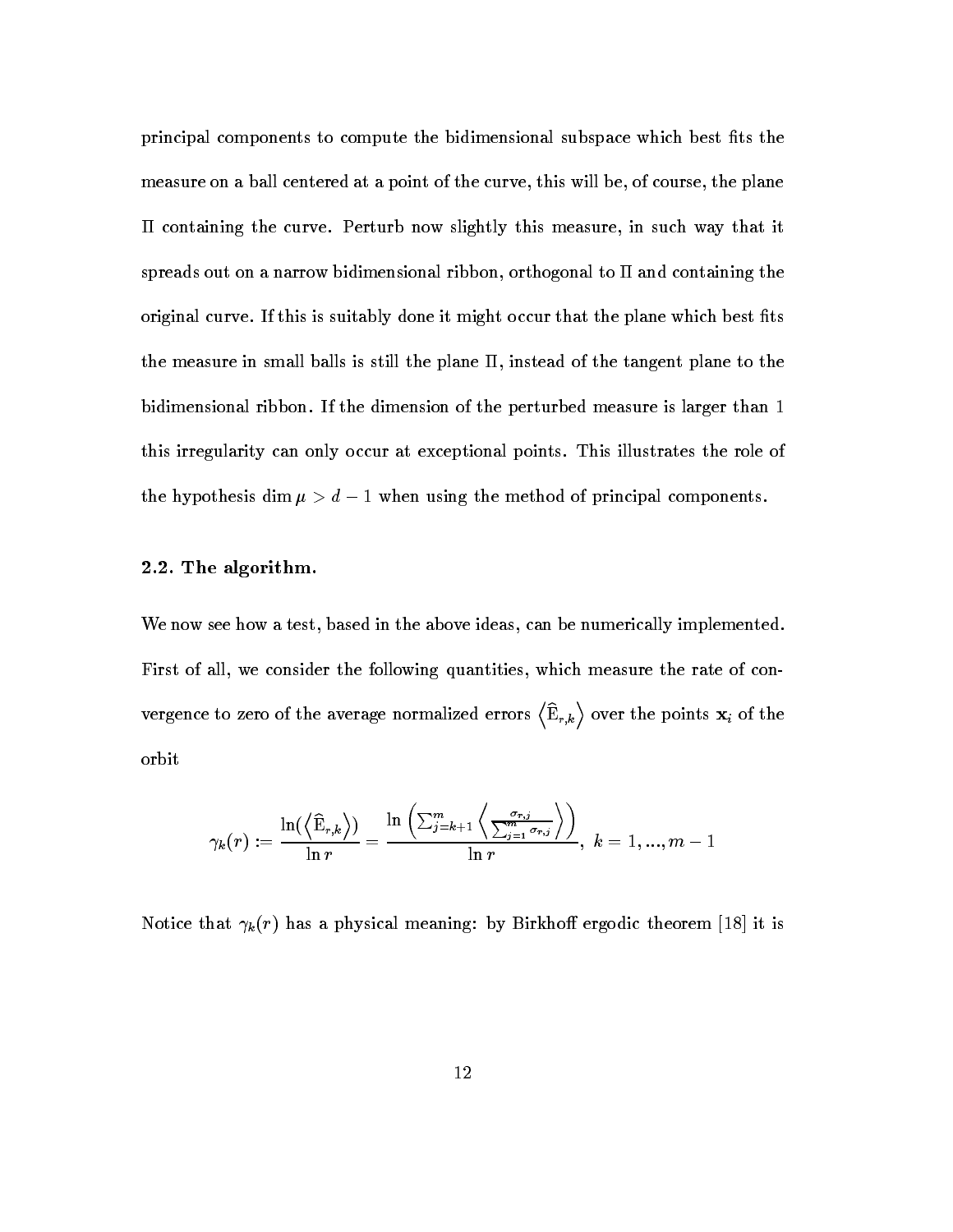principal components to compute the bidimensional subspace which best fits the measure on a ball centered at a point of the curve, this will be, of course, the plane $\Pi$ containing the curve. Perturb now slightly this measure, in such way that it spreads out on a narrow bidimensional ribbon, orthogonal to $\Pi$ and containing the original curve. If this is suitably done it might occur that the plane which best fits the measure in small balls is still the plane $\Pi$, instead of the tangent plane to the bidimensional ribbon. If the dimension of the perturbed measure is larger than 1 this irregularity can only occur at exceptional points. This illustrates the role of the hypothesis $\dim \mu > d-1$ when using the method of principal components.

### 2.2. The algorithm.

We now see how a test, based in the above ideas, can be numerically implemented. First of all, we consider the following quantities, which measure the rate of convergence to zero of the average normalized errors $\left\langle \widehat{\mathrm{E}}_{r,k} \right\rangle$ over the points $\mathbf{x}_i$ of the orbit

$$\gamma_k(r) := \frac{\ln(\left\langle \widehat{\mathrm{E}}_{r,k} \right\rangle)}{\ln r} = \frac{\ln\left( \sum_{j=k+1}^{m} \left\langle \frac{\sigma_{r,j}}{\sum_{j=1}^{m} \sigma_{r,j}} \right\rangle \right)}{\ln r}, \; k = 1, ..., m-1$$

Notice that $\gamma_k(r)$ has a physical meaning: by Birkhoff ergodic theorem [18] it is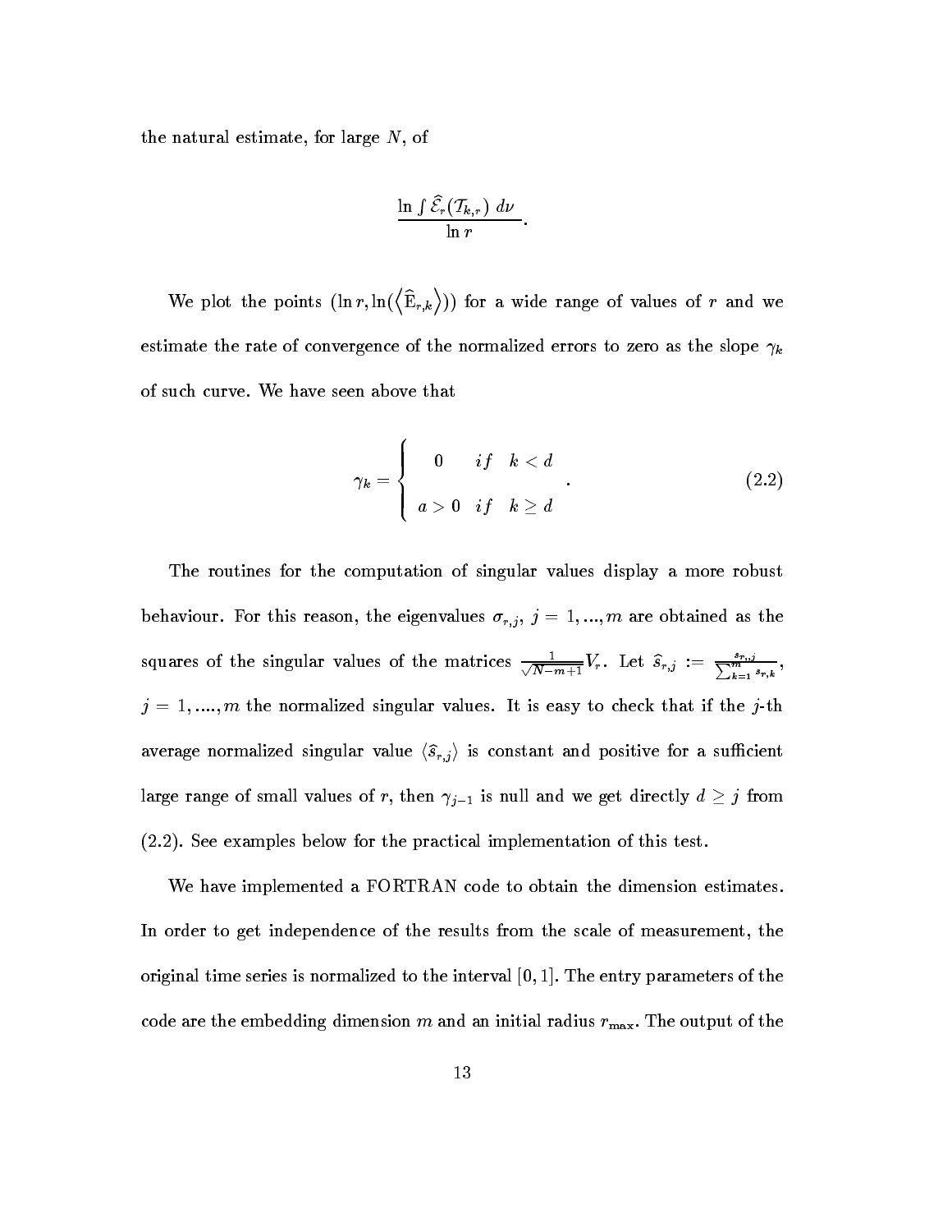the natural estimate, for large $N$, of

$$\frac{\ln \int \widehat{\mathcal{E}}_r(\mathcal{T}_{k,r})\ d\nu}{\ln r}.$$

We plot the points $(\ln r, \ln(\langle \widehat{\mathrm{E}}_{r,k} \rangle))$ for a wide range of values of $r$ and we estimate the rate of convergence of the normalized errors to zero as the slope $\gamma_k$ of such curve. We have seen above that

$$\gamma_k = \begin{cases} 0 & if \quad k < d \\ a > 0 & if \quad k \geq d \end{cases}. \tag{2.2}$$

The routines for the computation of singular values display a more robust behaviour. For this reason, the eigenvalues $\sigma_{r,j}$, $j = 1, ..., m$ are obtained as the squares of the singular values of the matrices $\frac{1}{\sqrt{N-m+1}} V_r$. Let $\widehat{s}_{r,j} := \frac{s_{r,j}}{\sum_{k=1}^{m} s_{r,k}}$, $j = 1, ...., m$ the normalized singular values. It is easy to check that if the $j$-th average normalized singular value $\langle \widehat{s}_{r,j} \rangle$ is constant and positive for a sufficient large range of small values of $r$, then $\gamma_{j-1}$ is null and we get directly $d \geq j$ from (2.2). See examples below for the practical implementation of this test.

We have implemented a FORTRAN code to obtain the dimension estimates. In order to get independence of the results from the scale of measurement, the original time series is normalized to the interval $[0, 1]$. The entry parameters of the code are the embedding dimension $m$ and an initial radius $r_{\max}$. The output of the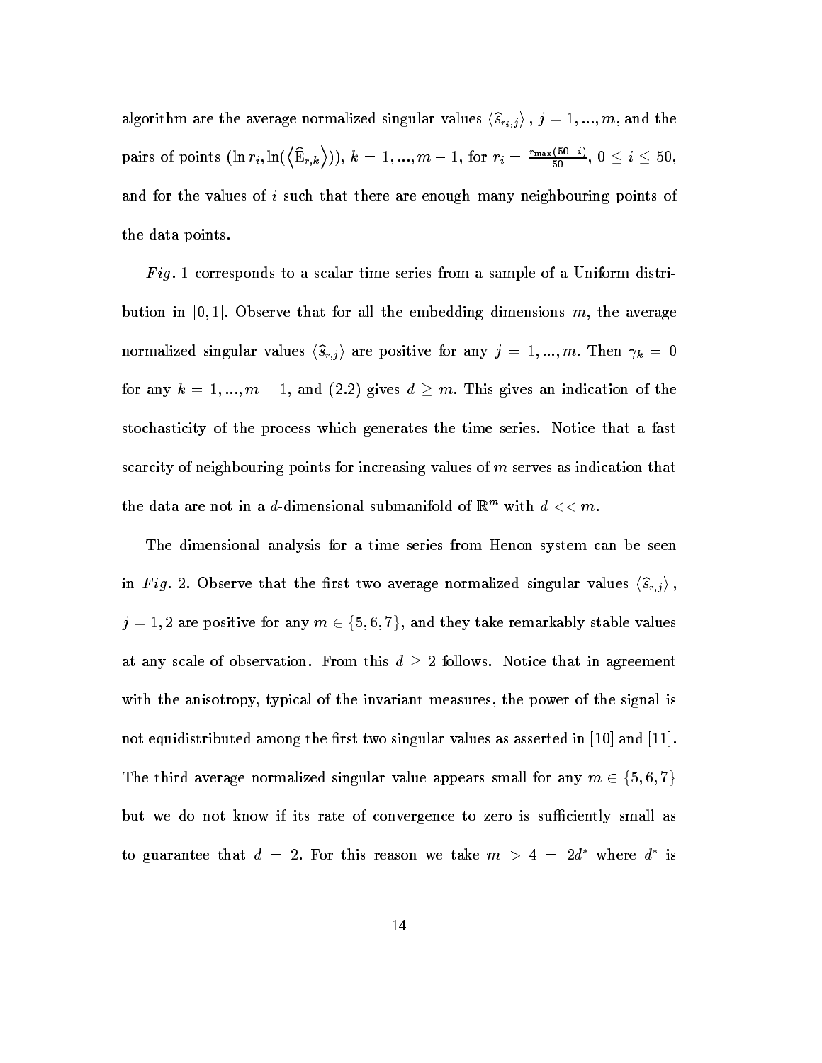algorithm are the average normalized singular values $\langle \widehat{s}_{r_i,j} \rangle$, $j = 1, ..., m$, and the pairs of points $(\ln r_i, \ln(\langle \widehat{\mathrm{E}}_{r,k} \rangle))$, $k = 1, ..., m-1$, for $r_i = \frac{r_{\max}(50-i)}{50}$, $0 \leq i \leq 50$, and for the values of $i$ such that there are enough many neighbouring points of the data points.

*Fig.* 1 corresponds to a scalar time series from a sample of a Uniform distribution in $[0, 1]$. Observe that for all the embedding dimensions $m$, the average normalized singular values $\langle \widehat{s}_{r,j} \rangle$ are positive for any $j = 1, ..., m$. Then $\gamma_k = 0$ for any $k = 1, ..., m-1$, and (2.2) gives $d \geq m$. This gives an indication of the stochasticity of the process which generates the time series. Notice that a fast scarcity of neighbouring points for increasing values of $m$ serves as indication that the data are not in a $d$-dimensional submanifold of $\mathbb{R}^m$ with $d << m$.

The dimensional analysis for a time series from Henon system can be seen in *Fig.* 2. Observe that the first two average normalized singular values $\langle \widehat{s}_{r,j} \rangle$, $j = 1, 2$ are positive for any $m \in \{5, 6, 7\}$, and they take remarkably stable values at any scale of observation. From this $d \geq 2$ follows. Notice that in agreement with the anisotropy, typical of the invariant measures, the power of the signal is not equidistributed among the first two singular values as asserted in [10] and [11]. The third average normalized singular value appears small for any $m \in \{5, 6, 7\}$ but we do not know if its rate of convergence to zero is sufficiently small as to guarantee that $d = 2$. For this reason we take $m > 4 = 2d^*$ where $d^*$ is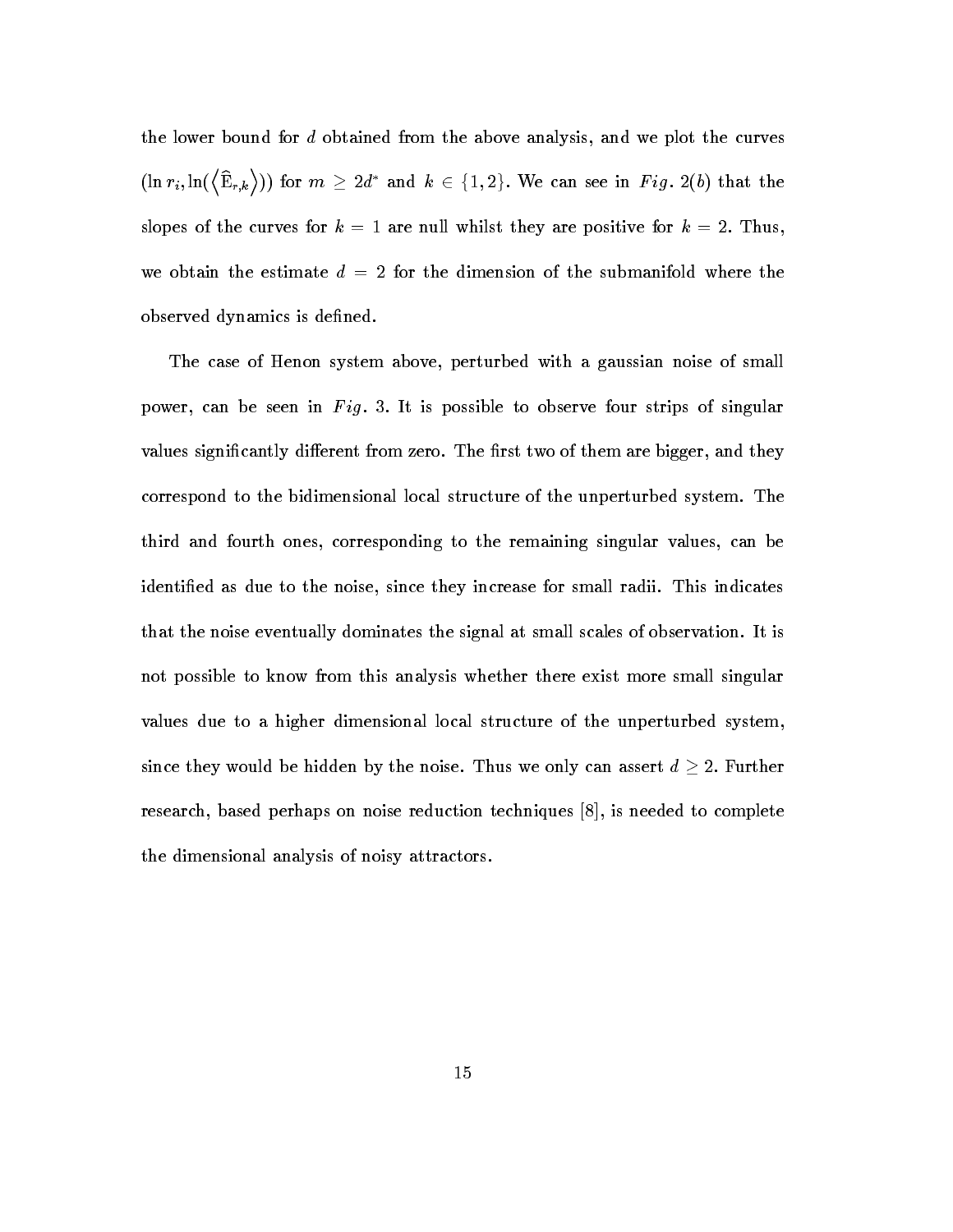the lower bound for $d$ obtained from the above analysis, and we plot the curves $(\ln r_i, \ln(\langle \widehat{\mathrm{E}}_{r,k} \rangle))$ for $m \geq 2d^*$ and $k \in \{1, 2\}$. We can see in *Fig.* 2(*b*) that the slopes of the curves for $k = 1$ are null whilst they are positive for $k = 2$. Thus, we obtain the estimate $d = 2$ for the dimension of the submanifold where the observed dynamics is defined.

The case of Henon system above, perturbed with a gaussian noise of small power, can be seen in *Fig.* 3. It is possible to observe four strips of singular values significantly different from zero. The first two of them are bigger, and they correspond to the bidimensional local structure of the unperturbed system. The third and fourth ones, corresponding to the remaining singular values, can be identified as due to the noise, since they increase for small radii. This indicates that the noise eventually dominates the signal at small scales of observation. It is not possible to know from this analysis whether there exist more small singular values due to a higher dimensional local structure of the unperturbed system, since they would be hidden by the noise. Thus we only can assert $d \geq 2$. Further research, based perhaps on noise reduction techniques [8], is needed to complete the dimensional analysis of noisy attractors.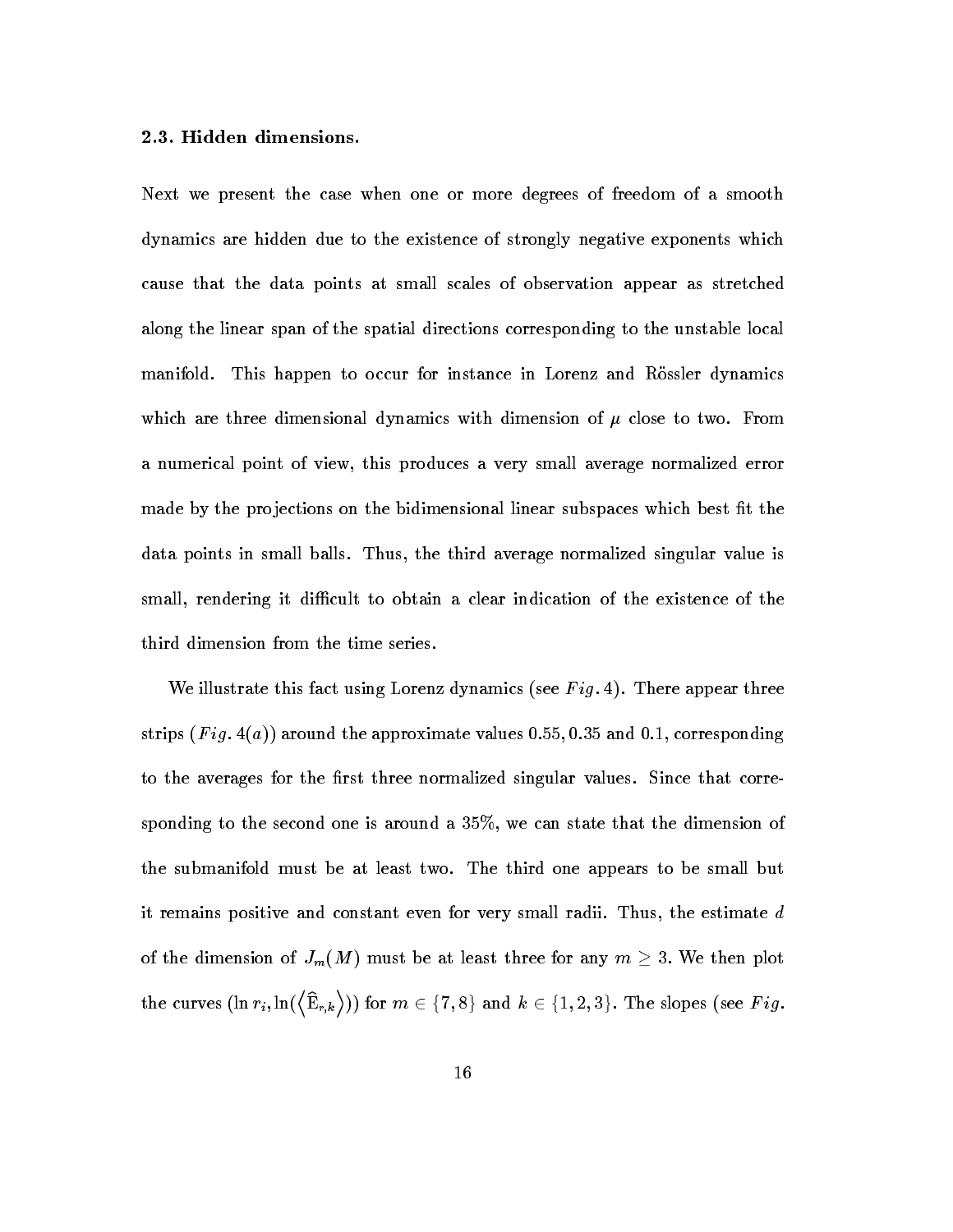### 2.3. Hidden dimensions.

Next we present the case when one or more degrees of freedom of a smooth dynamics are hidden due to the existence of strongly negative exponents which cause that the data points at small scales of observation appear as stretched along the linear span of the spatial directions corresponding to the unstable local manifold. This happen to occur for instance in Lorenz and Rössler dynamics which are three dimensional dynamics with dimension of $\mu$ close to two. From a numerical point of view, this produces a very small average normalized error made by the projections on the bidimensional linear subspaces which best fit the data points in small balls. Thus, the third average normalized singular value is small, rendering it difficult to obtain a clear indication of the existence of the third dimension from the time series.

We illustrate this fact using Lorenz dynamics (see $Fig. 4$). There appear three strips ($Fig. 4(a)$) around the approximate values $0.55, 0.35$ and $0.1$, corresponding to the averages for the first three normalized singular values. Since that corresponding to the second one is around a 35%, we can state that the dimension of the submanifold must be at least two. The third one appears to be small but it remains positive and constant even for very small radii. Thus, the estimate $d$ of the dimension of $J_m(M)$ must be at least three for any $m \geq 3$. We then plot the curves $(\ln r_i, \ln(\langle \widehat{\mathrm{E}}_{r,k} \rangle))$ for $m \in \{7, 8\}$ and $k \in \{1, 2, 3\}$. The slopes (see $Fig.$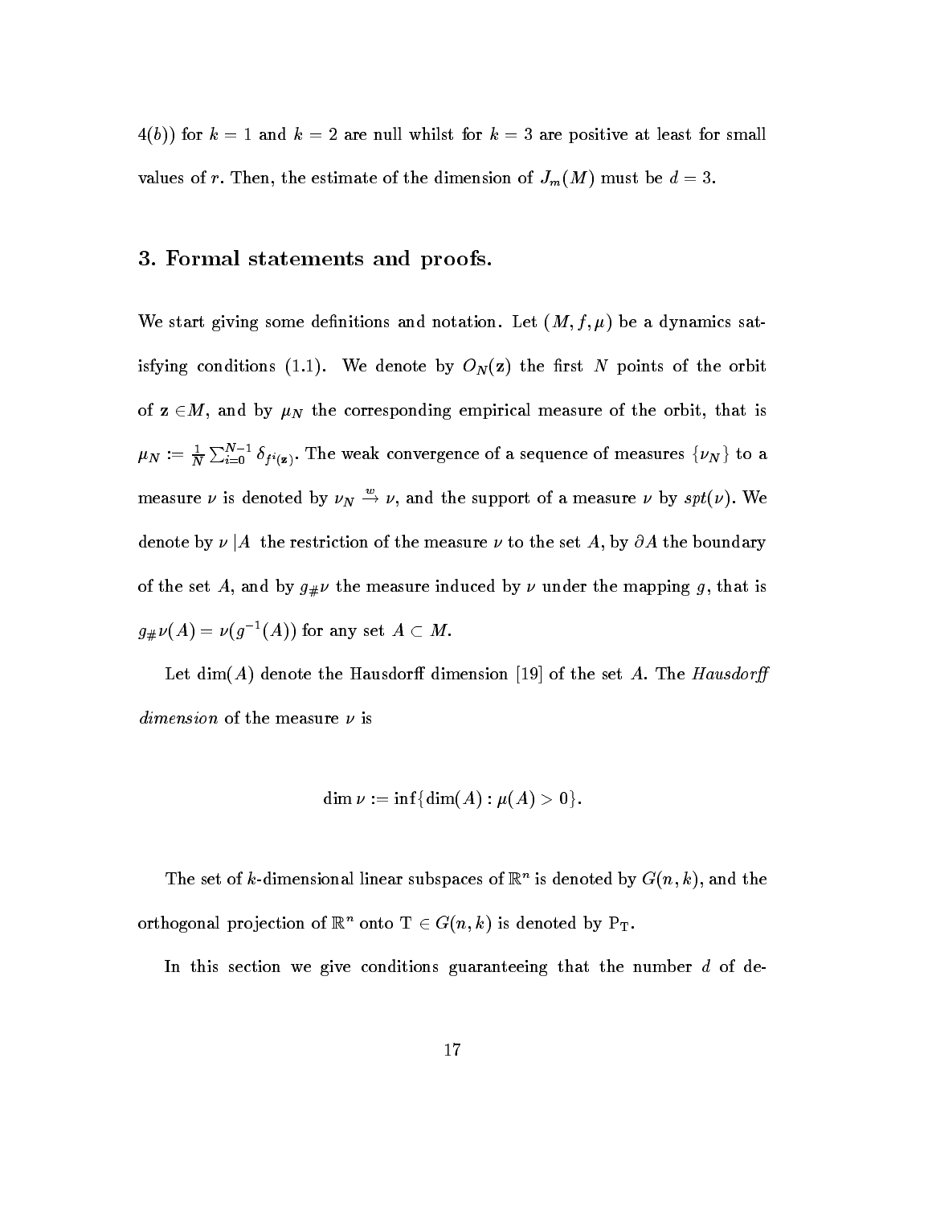$4(b)$) for $k = 1$ and $k = 2$ are null whilst for $k = 3$ are positive at least for small values of $r$. Then, the estimate of the dimension of $J_m(M)$ must be $d = 3$.

## 3. Formal statements and proofs.

We start giving some definitions and notation. Let $(M, f, \mu)$ be a dynamics satisfying conditions (1.1). We denote by $O_N(\mathbf{z})$ the first $N$ points of the orbit of $\mathbf{z} \in M$, and by $\mu_N$ the corresponding empirical measure of the orbit, that is $\mu_N := \frac{1}{N}\sum_{i=0}^{N-1} \delta_{f^i(\mathbf{z})}$. The weak convergence of a sequence of measures $\{\nu_N\}$ to a measure $\nu$ is denoted by $\nu_N \xrightarrow{w} \nu$, and the support of a measure $\nu$ by $spt(\nu)$. We denote by $\nu\,|A$ the restriction of the measure $\nu$ to the set $A$, by $\partial A$ the boundary of the set $A$, and by $g_\# \nu$ the measure induced by $\nu$ under the mapping $g$, that is $g_\#\nu(A) = \nu(g^{-1}(A))$ for any set $A \subset M$.

Let $\dim(A)$ denote the Hausdorff dimension [19] of the set $A$. The *Hausdorff dimension* of the measure $\nu$ is

$$\dim \nu := \inf\{\dim(A) : \mu(A) > 0\}.$$

The set of $k$-dimensional linear subspaces of $\mathbb{R}^n$ is denoted by $G(n, k)$, and the orthogonal projection of $\mathbb{R}^n$ onto $\mathrm{T} \in G(n, k)$ is denoted by $\mathrm{P}_{\mathrm{T}}$.

In this section we give conditions guaranteeing that the number $d$ of de-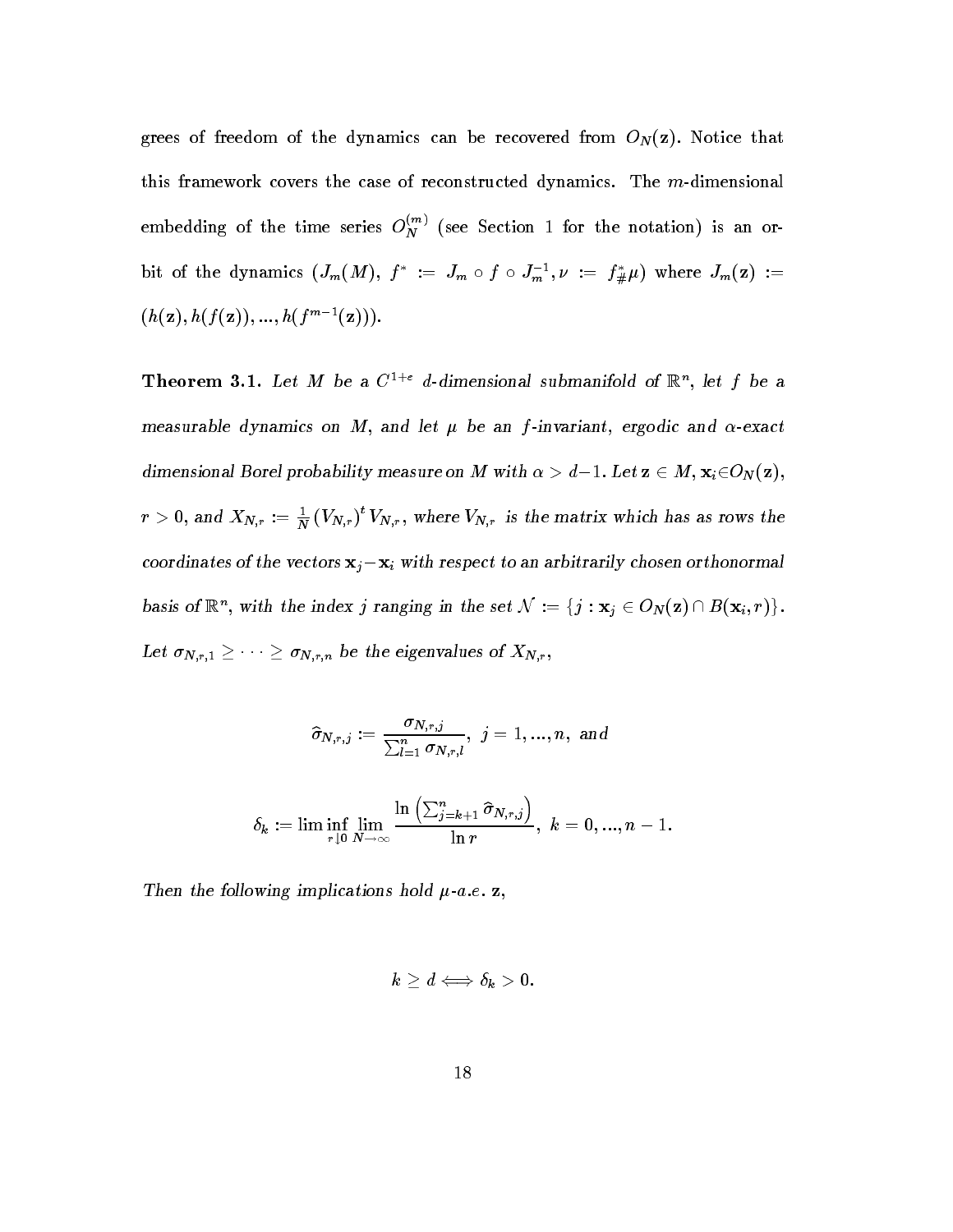grees of freedom of the dynamics can be recovered from $O_N(\mathbf{z})$. Notice that this framework covers the case of reconstructed dynamics. The $m$-dimensional embedding of the time series $O_N^{(m)}$ (see Section 1 for the notation) is an orbit of the dynamics $(J_m(M),\ f^* := J_m \circ f \circ J_m^{-1}, \nu := f^*_{\#}\mu)$ where $J_m(\mathbf{z}) := (h(\mathbf{z}), h(f(\mathbf{z})), ..., h(f^{m-1}(\mathbf{z})))$.

**Theorem 3.1.** *Let $M$ be a $C^{1+e}$ $d$-dimensional submanifold of $\mathbb{R}^n$, let $f$ be a measurable dynamics on $M$, and let $\mu$ be an $f$-invariant, ergodic and $\alpha$-exact dimensional Borel probability measure on $M$ with $\alpha > d-1$. Let $\mathbf{z} \in M$, $\mathbf{x}_i \in O_N(\mathbf{z})$, $r > 0$, and $X_{N,r} := \frac{1}{N}(V_{N,r})^t V_{N,r}$, where $V_{N,r}$ is the matrix which has as rows the coordinates of the vectors $\mathbf{x}_j - \mathbf{x}_i$ with respect to an arbitrarily chosen orthonormal basis of $\mathbb{R}^n$, with the index $j$ ranging in the set $\mathcal{N} := \{j : \mathbf{x}_j \in O_N(\mathbf{z}) \cap B(\mathbf{x}_i, r)\}$. Let $\sigma_{N,r,1} \geq \cdots \geq \sigma_{N,r,n}$ be the eigenvalues of $X_{N,r}$,*

$$\widehat{\sigma}_{N,r,j} := \frac{\sigma_{N,r,j}}{\sum_{l=1}^{n} \sigma_{N,r,l}},\ \ j = 1, ..., n,\ \text{and}$$

$$\delta_k := \liminf_{r \downarrow 0} \lim_{N \to \infty} \frac{\ln\left(\sum_{j=k+1}^{n} \widehat{\sigma}_{N,r,j}\right)}{\ln r},\ \ k = 0, ..., n-1.$$

*Then the following implications hold $\mu$-a.e. $\mathbf{z}$,*

$$k \geq d \Longleftrightarrow \delta_k > 0.$$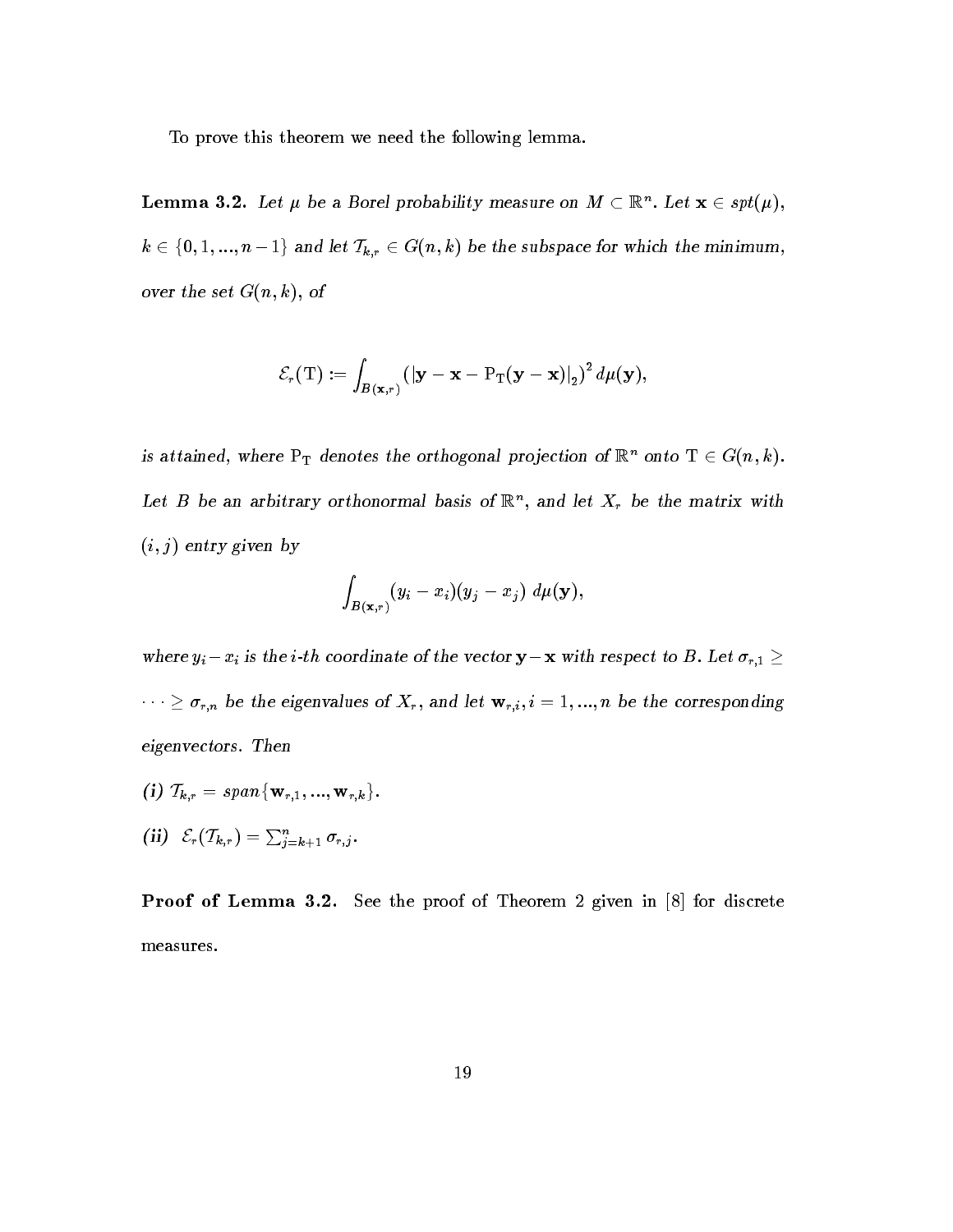To prove this theorem we need the following lemma.

**Lemma 3.2.** *Let $\mu$ be a Borel probability measure on $M \subset \mathbb{R}^n$. Let $\mathbf{x} \in spt(\mu)$, $k \in \{0, 1, ..., n-1\}$ and let $\mathcal{T}_{k,r} \in G(n,k)$ be the subspace for which the minimum, over the set $G(n,k)$, of*

$$\mathcal{E}_r(\mathrm{T}) := \int_{B(\mathbf{x},r)} \left( |\mathbf{y} - \mathbf{x} - \mathrm{P}_{\mathrm{T}}(\mathbf{y} - \mathbf{x})|_2 \right)^2 d\mu(\mathbf{y}),$$

*is attained, where $\mathrm{P}_{\mathrm{T}}$ denotes the orthogonal projection of $\mathbb{R}^n$ onto $\mathrm{T} \in G(n,k)$. Let $B$ be an arbitrary orthonormal basis of $\mathbb{R}^n$, and let $X_r$ be the matrix with $(i,j)$ entry given by*

$$\int_{B(\mathbf{x},r)} (y_i - x_i)(y_j - x_j) \; d\mu(\mathbf{y}),$$

*where $y_i - x_i$ is the $i$-th coordinate of the vector $\mathbf{y} - \mathbf{x}$ with respect to $B$. Let $\sigma_{r,1} \geq \cdots \geq \sigma_{r,n}$ be the eigenvalues of $X_r$, and let $\mathbf{w}_{r,i}, i = 1, ..., n$ be the corresponding eigenvectors. Then*

***(i)*** $\mathcal{T}_{k,r} = span\{\mathbf{w}_{r,1}, ..., \mathbf{w}_{r,k}\}$.

***(ii)*** $\mathcal{E}_r(\mathcal{T}_{k,r}) = \sum_{j=k+1}^{n} \sigma_{r,j}$.

**Proof of Lemma 3.2.** See the proof of Theorem 2 given in [8] for discrete measures.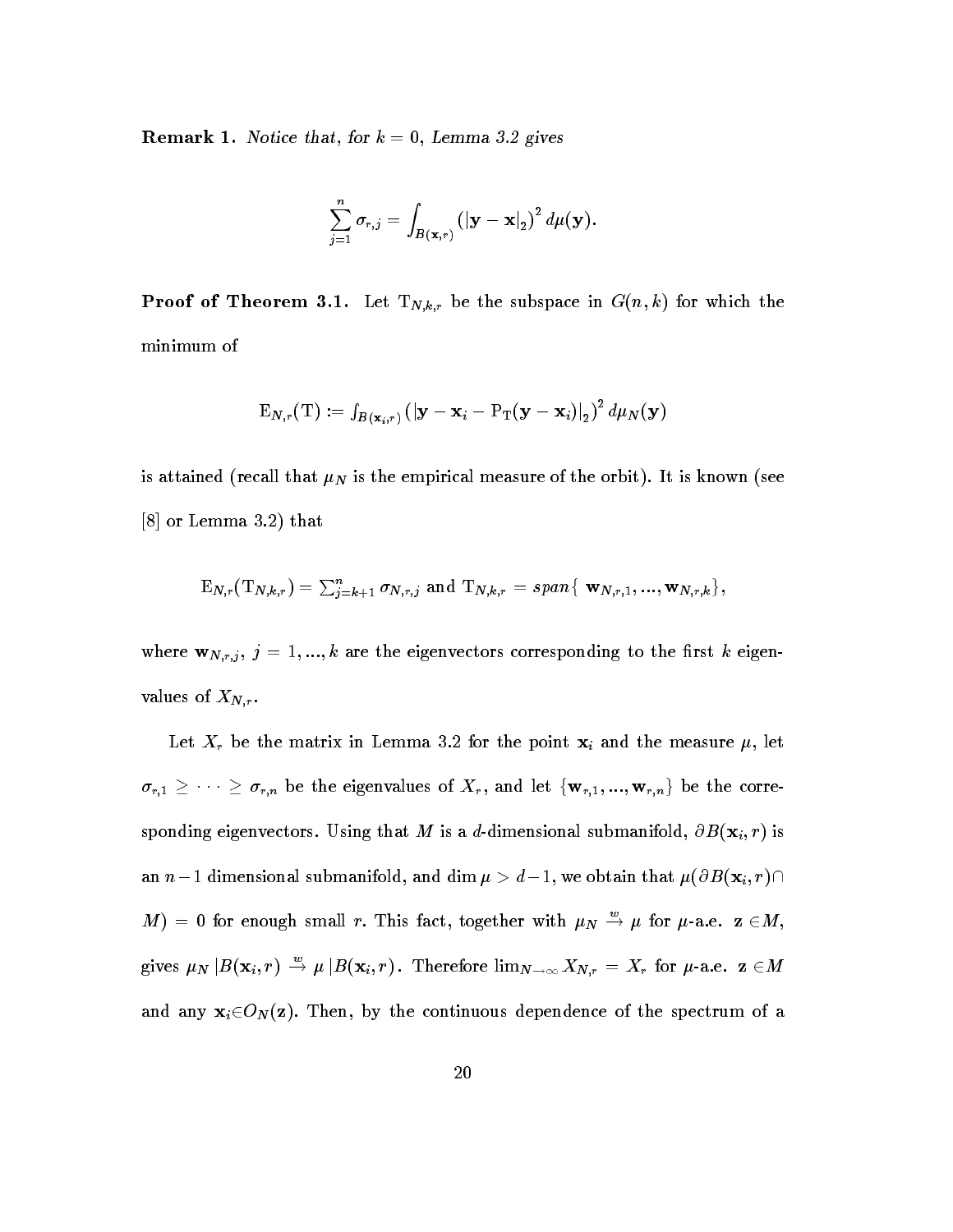**Remark 1.** *Notice that, for $k = 0$, Lemma 3.2 gives*

$$\sum_{j=1}^{n} \sigma_{r,j} = \int_{B(\mathbf{x},r)} (|\mathbf{y} - \mathbf{x}|_2)^2 \, d\mu(\mathbf{y}).$$

**Proof of Theorem 3.1.** Let $\mathrm{T}_{N,k,r}$ be the subspace in $G(n,k)$ for which the minimum of

$$\mathrm{E}_{N,r}(\mathrm{T}) := \int_{B(\mathbf{x}_i,r)} (|\mathbf{y} - \mathbf{x}_i - \mathrm{P}_{\mathrm{T}}(\mathbf{y} - \mathbf{x}_i)|_2)^2 \, d\mu_N(\mathbf{y})$$

is attained (recall that $\mu_N$ is the empirical measure of the orbit). It is known (see [8] or Lemma 3.2) that

$$\mathrm{E}_{N,r}(\mathrm{T}_{N,k,r}) = \sum_{j=k+1}^{n} \sigma_{N,r,j} \text{ and } \mathrm{T}_{N,k,r} = span\{\, \mathbf{w}_{N,r,1}, ..., \mathbf{w}_{N,r,k}\},$$

where $\mathbf{w}_{N,r,j}$, $j = 1, ..., k$ are the eigenvectors corresponding to the first $k$ eigenvalues of $X_{N,r}$.

Let $X_r$ be the matrix in Lemma 3.2 for the point $\mathbf{x}_i$ and the measure $\mu$, let $\sigma_{r,1} \geq \cdots \geq \sigma_{r,n}$ be the eigenvalues of $X_r$, and let $\{\mathbf{w}_{r,1}, ..., \mathbf{w}_{r,n}\}$ be the corresponding eigenvectors. Using that $M$ is a $d$-dimensional submanifold, $\partial B(\mathbf{x}_i, r)$ is an $n-1$ dimensional submanifold, and $\dim \mu > d-1$, we obtain that $\mu(\partial B(\mathbf{x}_i, r) \cap M) = 0$ for enough small $r$. This fact, together with $\mu_N \stackrel{w}{\to} \mu$ for $\mu$-a.e. $\mathbf{z} \in M$, gives $\mu_N \, |B(\mathbf{x}_i, r) \stackrel{w}{\to} \mu \, |B(\mathbf{x}_i, r)$. Therefore $\lim_{N\to\infty} X_{N,r} = X_r$ for $\mu$-a.e. $\mathbf{z} \in M$ and any $\mathbf{x}_i \in O_N(\mathbf{z})$. Then, by the continuous dependence of the spectrum of a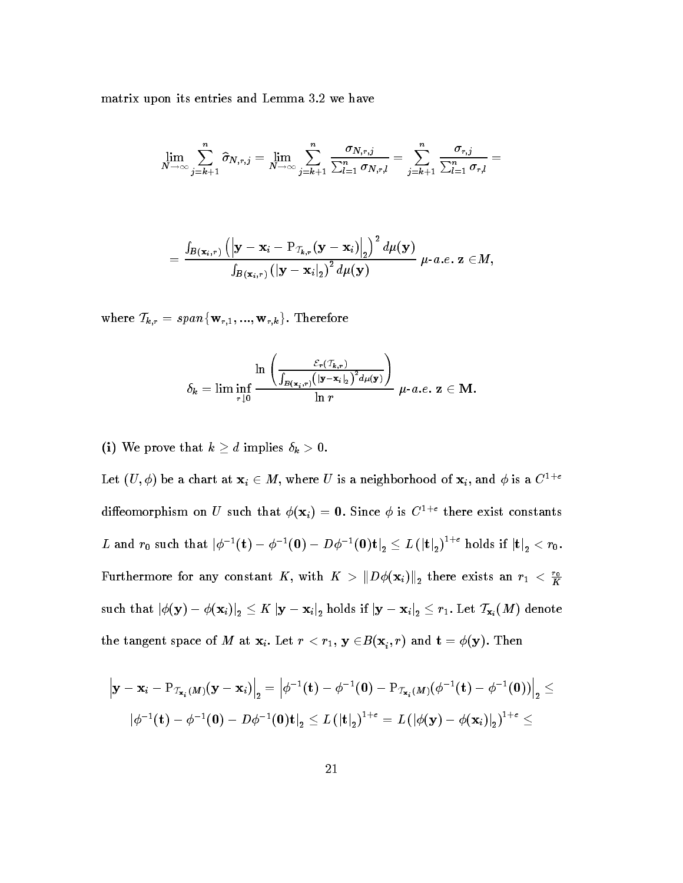matrix upon its entries and Lemma 3.2 we have

$$\lim_{N\to\infty}\sum_{j=k+1}^{n}\widehat{\sigma}_{N,r,j}=\lim_{N\to\infty}\sum_{j=k+1}^{n}\frac{\sigma_{N,r,j}}{\sum_{l=1}^{n}\sigma_{N,r,l}}=\sum_{j=k+1}^{n}\frac{\sigma_{r,j}}{\sum_{l=1}^{n}\sigma_{r,l}}=$$

$$=\frac{\int_{B(\mathbf{x}_i,r)}\left(\left|\mathbf{y}-\mathbf{x}_i-\mathrm{P}_{\mathcal{T}_{k,r}}(\mathbf{y}-\mathbf{x}_i)\right|_2\right)^2 d\mu(\mathbf{y})}{\int_{B(\mathbf{x}_i,r)}\left(|\mathbf{y}-\mathbf{x}_i|_2\right)^2 d\mu(\mathbf{y})}\ \mu\text{-}a.e.\ \mathbf{z}\in M,$$

where $\mathcal{T}_{k,r}=span\{\mathbf{w}_{r,1},...,\mathbf{w}_{r,k}\}$. Therefore

$$\delta_k=\liminf_{r\downarrow 0}\frac{\ln\left(\frac{\mathcal{E}_r(\mathcal{T}_{k,r})}{\int_{B(\mathbf{x}_i,r)}\left(|\mathbf{y}-\mathbf{x}_i|_2\right)^2 d\mu(\mathbf{y})}\right)}{\ln r}\ \mu\text{-}a.e.\ \mathbf{z}\in\mathbf{M}.$$

**(i)** We prove that $k\geq d$ implies $\delta_k>0$.

Let $(U,\phi)$ be a chart at $\mathbf{x}_i\in M$, where $U$ is a neighborhood of $\mathbf{x}_i$, and $\phi$ is a $C^{1+\varepsilon}$ diffeomorphism on $U$ such that $\phi(\mathbf{x}_i)=\mathbf{0}$. Since $\phi$ is $C^{1+\varepsilon}$ there exist constants $L$ and $r_0$ such that $|\phi^{-1}(\mathbf{t})-\phi^{-1}(\mathbf{0})-D\phi^{-1}(\mathbf{0})\mathbf{t}|_2\leq L\left(|\mathbf{t}|_2\right)^{1+\varepsilon}$ holds if $|\mathbf{t}|_2<r_0$. Furthermore for any constant $K$, with $K>\|D\phi(\mathbf{x}_i)\|_2$ there exists an $r_1<\frac{r_0}{K}$ such that $|\phi(\mathbf{y})-\phi(\mathbf{x}_i)|_2\leq K\,|\mathbf{y}-\mathbf{x}_i|_2$ holds if $|\mathbf{y}-\mathbf{x}_i|_2\leq r_1$. Let $\mathcal{T}_{\mathbf{x}_i}(M)$ denote the tangent space of $M$ at $\mathbf{x}_i$. Let $r<r_1$, $\mathbf{y}\in B(\mathbf{x}_i,r)$ and $\mathbf{t}=\phi(\mathbf{y})$. Then

$$\left|\mathbf{y}-\mathbf{x}_i-\mathrm{P}_{\mathcal{T}_{\mathbf{x}_i}(M)}(\mathbf{y}-\mathbf{x}_i)\right|_2=\left|\phi^{-1}(\mathbf{t})-\phi^{-1}(\mathbf{0})-\mathrm{P}_{\mathcal{T}_{\mathbf{x}_i}(M)}(\phi^{-1}(\mathbf{t})-\phi^{-1}(\mathbf{0}))\right|_2\leq$$

$$|\phi^{-1}(\mathbf{t})-\phi^{-1}(\mathbf{0})-D\phi^{-1}(\mathbf{0})\mathbf{t}|_2\leq L\left(|\mathbf{t}|_2\right)^{1+\varepsilon}=L\left(|\phi(\mathbf{y})-\phi(\mathbf{x}_i)|_2\right)^{1+\varepsilon}\leq$$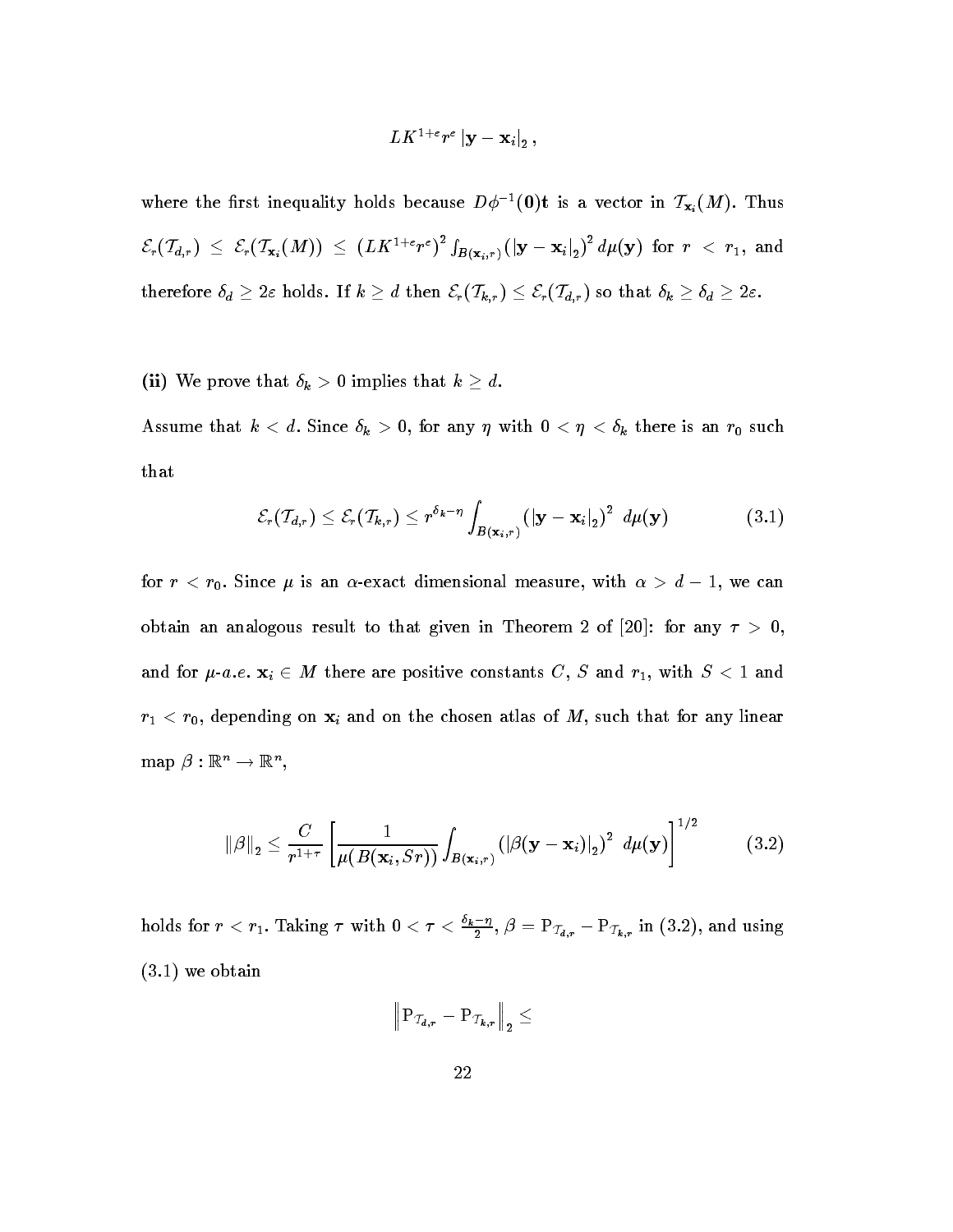$$LK^{1+\varepsilon} r^{\varepsilon} \left| \mathbf{y} - \mathbf{x}_i \right|_2 ,$$

where the first inequality holds because $D\phi^{-1}(\mathbf{0})\mathbf{t}$ is a vector in $\mathcal{T}_{\mathbf{x}_i}(M)$. Thus $\mathcal{E}_r(\mathcal{T}_{d,r}) \leq \mathcal{E}_r(\mathcal{T}_{\mathbf{x}_i}(M)) \leq \left(LK^{1+\varepsilon} r^{\varepsilon}\right)^2 \int_{B(\mathbf{x}_i,r)} \left(|\mathbf{y} - \mathbf{x}_i|_2\right)^2 d\mu(\mathbf{y})$ for $r < r_1$, and therefore $\delta_d \geq 2\varepsilon$ holds. If $k \geq d$ then $\mathcal{E}_r(\mathcal{T}_{k,r}) \leq \mathcal{E}_r(\mathcal{T}_{d,r})$ so that $\delta_k \geq \delta_d \geq 2\varepsilon$.

**(ii)** We prove that $\delta_k > 0$ implies that $k \geq d$.

Assume that $k < d$. Since $\delta_k > 0$, for any $\eta$ with $0 < \eta < \delta_k$ there is an $r_0$ such that

$$\mathcal{E}_r(\mathcal{T}_{d,r}) \leq \mathcal{E}_r(\mathcal{T}_{k,r}) \leq r^{\delta_k - \eta} \int_{B(\mathbf{x}_i,r)} \left(|\mathbf{y} - \mathbf{x}_i|_2\right)^2 \, d\mu(\mathbf{y}) \tag{3.1}$$

for $r < r_0$. Since $\mu$ is an $\alpha$-exact dimensional measure, with $\alpha > d - 1$, we can obtain an analogous result to that given in Theorem 2 of [20]: for any $\tau > 0$, and for $\mu$-*a.e.* $\mathbf{x}_i \in M$ there are positive constants $C$, $S$ and $r_1$, with $S < 1$ and $r_1 < r_0$, depending on $\mathbf{x}_i$ and on the chosen atlas of $M$, such that for any linear map $\beta : \mathbb{R}^n \to \mathbb{R}^n$,

$$\|\beta\|_2 \leq \frac{C}{r^{1+\tau}} \left[ \frac{1}{\mu(B(\mathbf{x}_i, Sr))} \int_{B(\mathbf{x}_i,r)} \left(|\beta(\mathbf{y} - \mathbf{x}_i)|_2\right)^2 \, d\mu(\mathbf{y}) \right]^{1/2} \tag{3.2}$$

holds for $r < r_1$. Taking $\tau$ with $0 < \tau < \frac{\delta_k - \eta}{2}$, $\beta = \mathrm{P}_{\mathcal{T}_{d,r}} - \mathrm{P}_{\mathcal{T}_{k,r}}$ in (3.2), and using (3.1) we obtain

$$\left\| \mathrm{P}_{\mathcal{T}_{d,r}} - \mathrm{P}_{\mathcal{T}_{k,r}} \right\|_2 \leq$$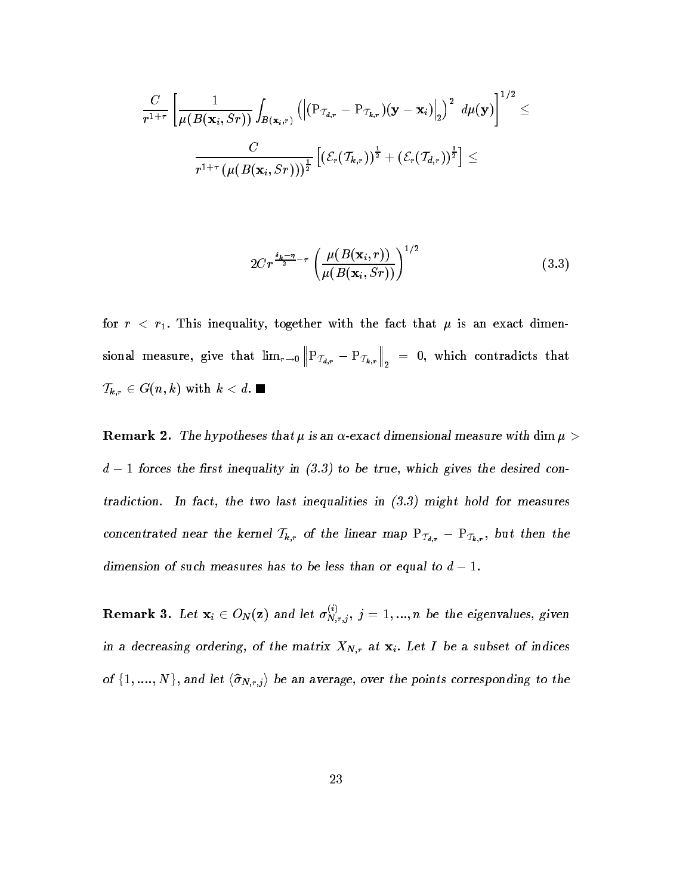$$\frac{C}{r^{1+\tau}}\left[\frac{1}{\mu(B(\mathbf{x}_i,Sr))}\int_{B(\mathbf{x}_i,r)}\left(\left|(\mathrm{P}_{\mathcal{T}_{d,r}}-\mathrm{P}_{\mathcal{T}_{k,r}})(\mathbf{y}-\mathbf{x}_i)\right|_2\right)^2\,d\mu(\mathbf{y})\right]^{1/2}\leq$$

$$\frac{C}{r^{1+\tau}\left(\mu(B(\mathbf{x}_i,Sr))\right)^{\frac{1}{2}}}\left[(\mathcal{E}_r(\mathcal{T}_{k,r}))^{\frac{1}{2}}+(\mathcal{E}_r(\mathcal{T}_{d,r}))^{\frac{1}{2}}\right]\leq$$

$$2Cr^{\frac{\delta_k-\eta}{2}-\tau}\left(\frac{\mu(B(\mathbf{x}_i,r))}{\mu(B(\mathbf{x}_i,Sr))}\right)^{1/2} \tag{3.3}$$

for $r < r_1$. This inequality, together with the fact that $\mu$ is an exact dimensional measure, give that $\lim_{r\to 0}\left\|\mathrm{P}_{\mathcal{T}_{d,r}}-\mathrm{P}_{\mathcal{T}_{k,r}}\right\|_2 = 0$, which contradicts that $\mathcal{T}_{k,r}\in G(n,k)$ with $k<d$. ■

**Remark 2.** *The hypotheses that $\mu$ is an $\alpha$-exact dimensional measure with $\dim\mu > d-1$ forces the first inequality in (3.3) to be true, which gives the desired contradiction. In fact, the two last inequalities in (3.3) might hold for measures concentrated near the kernel $\mathcal{T}_{k,r}$ of the linear map $\mathrm{P}_{\mathcal{T}_{d,r}}-\mathrm{P}_{\mathcal{T}_{k,r}}$, but then the dimension of such measures has to be less than or equal to $d-1$.*

**Remark 3.** *Let $\mathbf{x}_i\in O_N(\mathbf{z})$ and let $\sigma^{(i)}_{N,r,j}$, $j=1,...,n$ be the eigenvalues, given in a decreasing ordering, of the matrix $X_{N,r}$ at $\mathbf{x}_i$. Let $I$ be a subset of indices of $\{1,....,N\}$, and let $\langle\widehat{\sigma}_{N,r,j}\rangle$ be an average, over the points corresponding to the*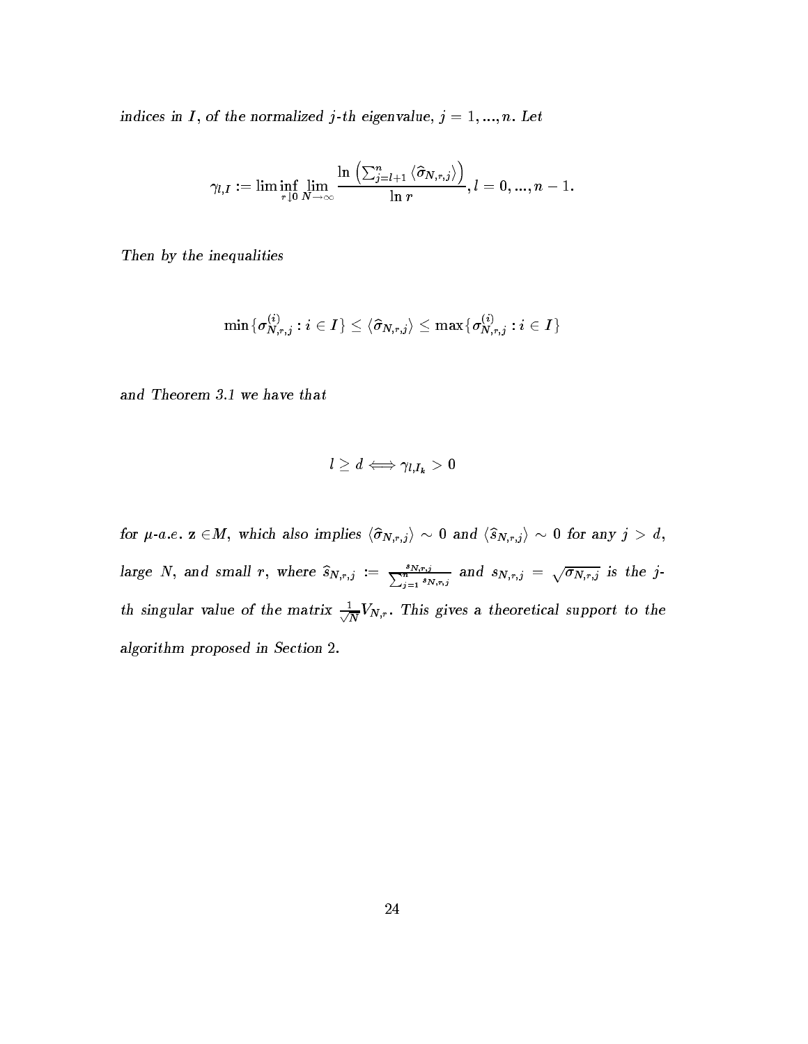*indices in $I$, of the normalized $j$-th eigenvalue, $j = 1, ..., n$. Let*

$$\gamma_{l,I} := \liminf_{r \downarrow 0} \lim_{N \to \infty} \frac{\ln \left( \sum_{j=l+1}^{n} \langle \widehat{\sigma}_{N,r,j} \rangle \right)}{\ln r}, l = 0, ..., n-1.$$

*Then by the inequalities*

$$\min \{ \sigma_{N,r,j}^{(i)} : i \in I \} \leq \langle \widehat{\sigma}_{N,r,j} \rangle \leq \max \{ \sigma_{N,r,j}^{(i)} : i \in I \}$$

*and Theorem 3.1 we have that*

$$l \geq d \Longleftrightarrow \gamma_{l,I_k} > 0$$

*for $\mu$-a.e. $\mathbf{z} \in M$, which also implies $\langle \widehat{\sigma}_{N,r,j} \rangle \sim 0$ and $\langle \widehat{s}_{N,r,j} \rangle \sim 0$ for any $j > d$, large $N$, and small $r$, where $\widehat{s}_{N,r,j} := \frac{s_{N,r,j}}{\sum_{j=1}^{n} s_{N,r,j}}$ and $s_{N,r,j} = \sqrt{\sigma_{N,r,j}}$ is the $j$-th singular value of the matrix $\frac{1}{\sqrt{N}} V_{N,r}$. This gives a theoretical support to the algorithm proposed in Section 2.*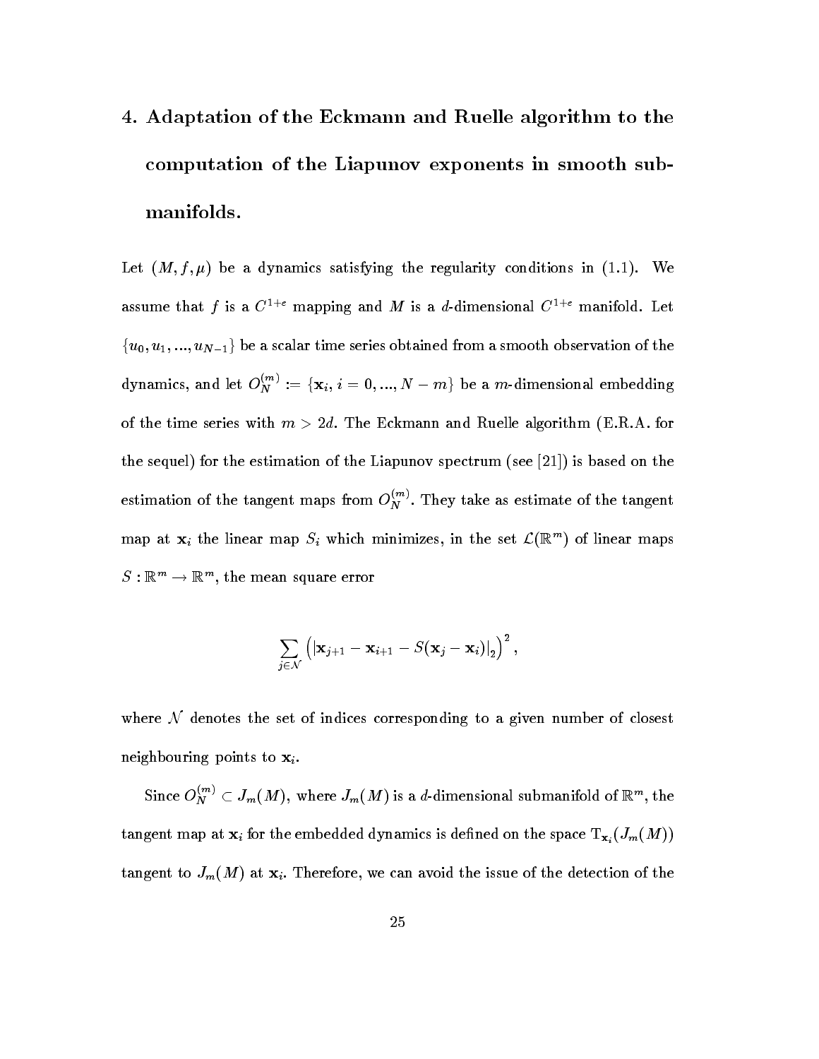# 4. Adaptation of the Eckmann and Ruelle algorithm to the computation of the Liapunov exponents in smooth submanifolds.

Let $(M, f, \mu)$ be a dynamics satisfying the regularity conditions in (1.1). We assume that $f$ is a $C^{1+e}$ mapping and $M$ is a $d$-dimensional $C^{1+e}$ manifold. Let $\{u_0, u_1, ..., u_{N-1}\}$ be a scalar time series obtained from a smooth observation of the dynamics, and let $O_N^{(m)} := \{\mathbf{x}_i,\, i = 0, ..., N - m\}$ be a $m$-dimensional embedding of the time series with $m > 2d$. The Eckmann and Ruelle algorithm (E.R.A. for the sequel) for the estimation of the Liapunov spectrum (see [21]) is based on the estimation of the tangent maps from $O_N^{(m)}$. They take as estimate of the tangent map at $\mathbf{x}_i$ the linear map $S_i$ which minimizes, in the set $\mathcal{L}(\mathbb{R}^m)$ of linear maps $S : \mathbb{R}^m \to \mathbb{R}^m$, the mean square error

$$\sum_{j \in \mathcal{N}} \left( |\mathbf{x}_{j+1} - \mathbf{x}_{i+1} - S(\mathbf{x}_j - \mathbf{x}_i)|_2 \right)^2,$$

where $\mathcal{N}$ denotes the set of indices corresponding to a given number of closest neighbouring points to $\mathbf{x}_i$.

Since $O_N^{(m)} \subset J_m(M)$, where $J_m(M)$ is a $d$-dimensional submanifold of $\mathbb{R}^m$, the tangent map at $\mathbf{x}_i$ for the embedded dynamics is defined on the space $\mathrm{T}_{\mathbf{x}_i}(J_m(M))$ tangent to $J_m(M)$ at $\mathbf{x}_i$. Therefore, we can avoid the issue of the detection of the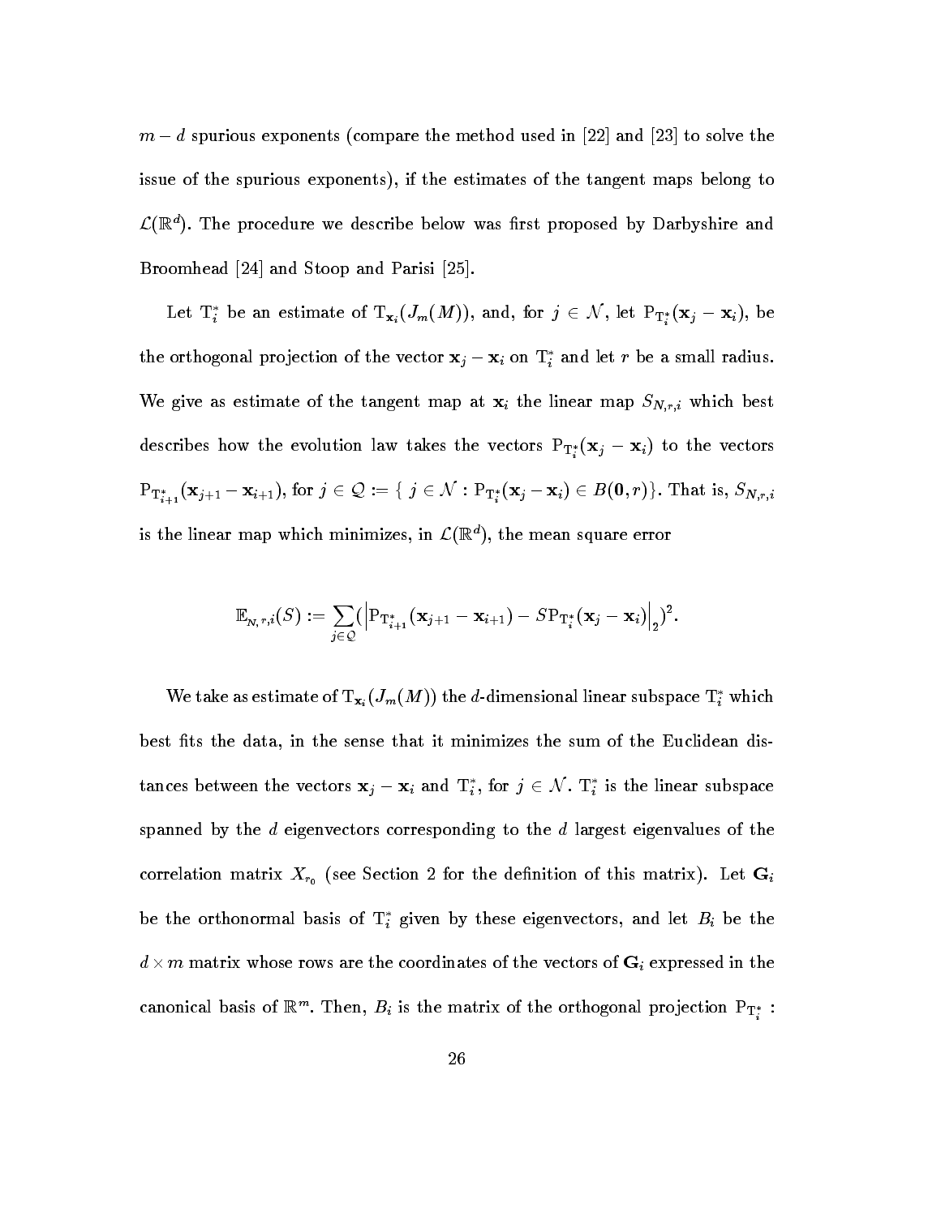$m - d$ spurious exponents (compare the method used in [22] and [23] to solve the issue of the spurious exponents), if the estimates of the tangent maps belong to $\mathcal{L}(\mathbb{R}^d)$. The procedure we describe below was first proposed by Darbyshire and Broomhead [24] and Stoop and Parisi [25].

Let $\mathrm{T}_i^*$ be an estimate of $\mathrm{T}_{\mathbf{x}_i}(J_m(M))$, and, for $j \in \mathcal{N}$, let $\mathrm{P}_{\mathrm{T}_i^*}(\mathbf{x}_j - \mathbf{x}_i)$, be the orthogonal projection of the vector $\mathbf{x}_j - \mathbf{x}_i$ on $\mathrm{T}_i^*$ and let $r$ be a small radius. We give as estimate of the tangent map at $\mathbf{x}_i$ the linear map $S_{N,r,i}$ which best describes how the evolution law takes the vectors $\mathrm{P}_{\mathrm{T}_i^*}(\mathbf{x}_j - \mathbf{x}_i)$ to the vectors $\mathrm{P}_{\mathrm{T}_{i+1}^*}(\mathbf{x}_{j+1} - \mathbf{x}_{i+1})$, for $j \in \mathcal{Q} := \{\, j \in \mathcal{N} : \mathrm{P}_{\mathrm{T}_i^*}(\mathbf{x}_j - \mathbf{x}_i) \in B(\mathbf{0}, r)\}$. That is, $S_{N,r,i}$ is the linear map which minimizes, in $\mathcal{L}(\mathbb{R}^d)$, the mean square error

$$\mathbb{E}_{N,r,i}(S) := \sum_{j \in \mathcal{Q}} \left( \left| \mathrm{P}_{\mathrm{T}_{i+1}^*}(\mathbf{x}_{j+1} - \mathbf{x}_{i+1}) - S\mathrm{P}_{\mathrm{T}_i^*}(\mathbf{x}_j - \mathbf{x}_i) \right|_2 \right)^2.$$

We take as estimate of $\mathrm{T}_{\mathbf{x}_i}(J_m(M))$ the $d$-dimensional linear subspace $\mathrm{T}_i^*$ which best fits the data, in the sense that it minimizes the sum of the Euclidean distances between the vectors $\mathbf{x}_j - \mathbf{x}_i$ and $\mathrm{T}_i^*$, for $j \in \mathcal{N}$. $\mathrm{T}_i^*$ is the linear subspace spanned by the $d$ eigenvectors corresponding to the $d$ largest eigenvalues of the correlation matrix $X_{r_0}$ (see Section 2 for the definition of this matrix). Let $\mathbf{G}_i$ be the orthonormal basis of $\mathrm{T}_i^*$ given by these eigenvectors, and let $B_i$ be the $d \times m$ matrix whose rows are the coordinates of the vectors of $\mathbf{G}_i$ expressed in the canonical basis of $\mathbb{R}^m$. Then, $B_i$ is the matrix of the orthogonal projection $\mathrm{P}_{\mathrm{T}_i^*}$ :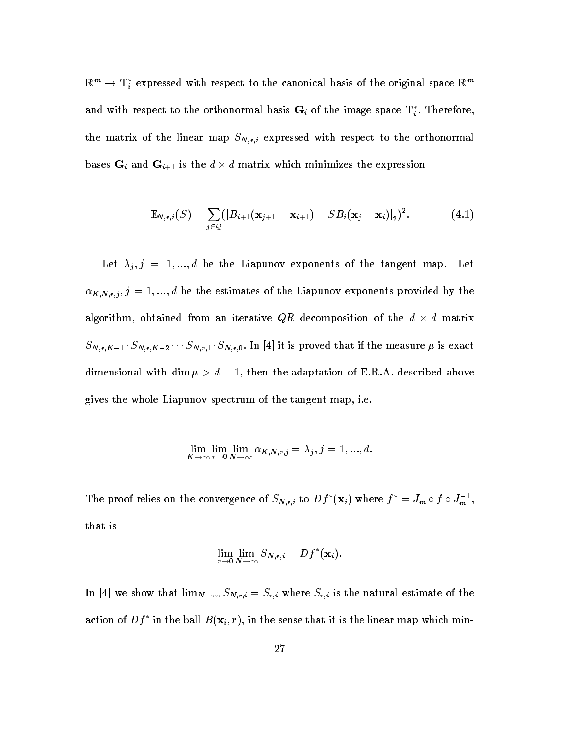$\mathbb{R}^m \to \mathrm{T}_i^*$ expressed with respect to the canonical basis of the original space $\mathbb{R}^m$ and with respect to the orthonormal basis $\mathbf{G}_i$ of the image space $\mathrm{T}_i^*$. Therefore, the matrix of the linear map $S_{N,r,i}$ expressed with respect to the orthonormal bases $\mathbf{G}_i$ and $\mathbf{G}_{i+1}$ is the $d \times d$ matrix which minimizes the expression

$$\mathbb{E}_{N,r,i}(S) = \sum_{j \in \mathcal{Q}} (|B_{i+1}(\mathbf{x}_{j+1} - \mathbf{x}_{i+1}) - SB_i(\mathbf{x}_j - \mathbf{x}_i)|_2)^2. \tag{4.1}$$

Let $\lambda_j, j = 1, ..., d$ be the Liapunov exponents of the tangent map. Let $\alpha_{K,N,r,j}, j = 1, ..., d$ be the estimates of the Liapunov exponents provided by the algorithm, obtained from an iterative $QR$ decomposition of the $d \times d$ matrix $S_{N,r,K-1} \cdot S_{N,r,K-2} \cdots S_{N,r,1} \cdot S_{N,r,0}$. In [4] it is proved that if the measure $\mu$ is exact dimensional with $\dim \mu > d - 1$, then the adaptation of E.R.A. described above gives the whole Liapunov spectrum of the tangent map, i.e.

$$\lim_{K \to \infty} \lim_{r \to 0} \lim_{N \to \infty} \alpha_{K,N,r,j} = \lambda_j, j = 1, ..., d.$$

The proof relies on the convergence of $S_{N,r,i}$ to $Df^*(\mathbf{x}_i)$ where $f^* = J_m \circ f \circ J_m^{-1}$, that is

$$\lim_{r \to 0} \lim_{N \to \infty} S_{N,r,i} = Df^*(\mathbf{x}_i).$$

In [4] we show that $\lim_{N \to \infty} S_{N,r,i} = S_{r,i}$ where $S_{r,i}$ is the natural estimate of the action of $Df^*$ in the ball $B(\mathbf{x}_i, r)$, in the sense that it is the linear map which min-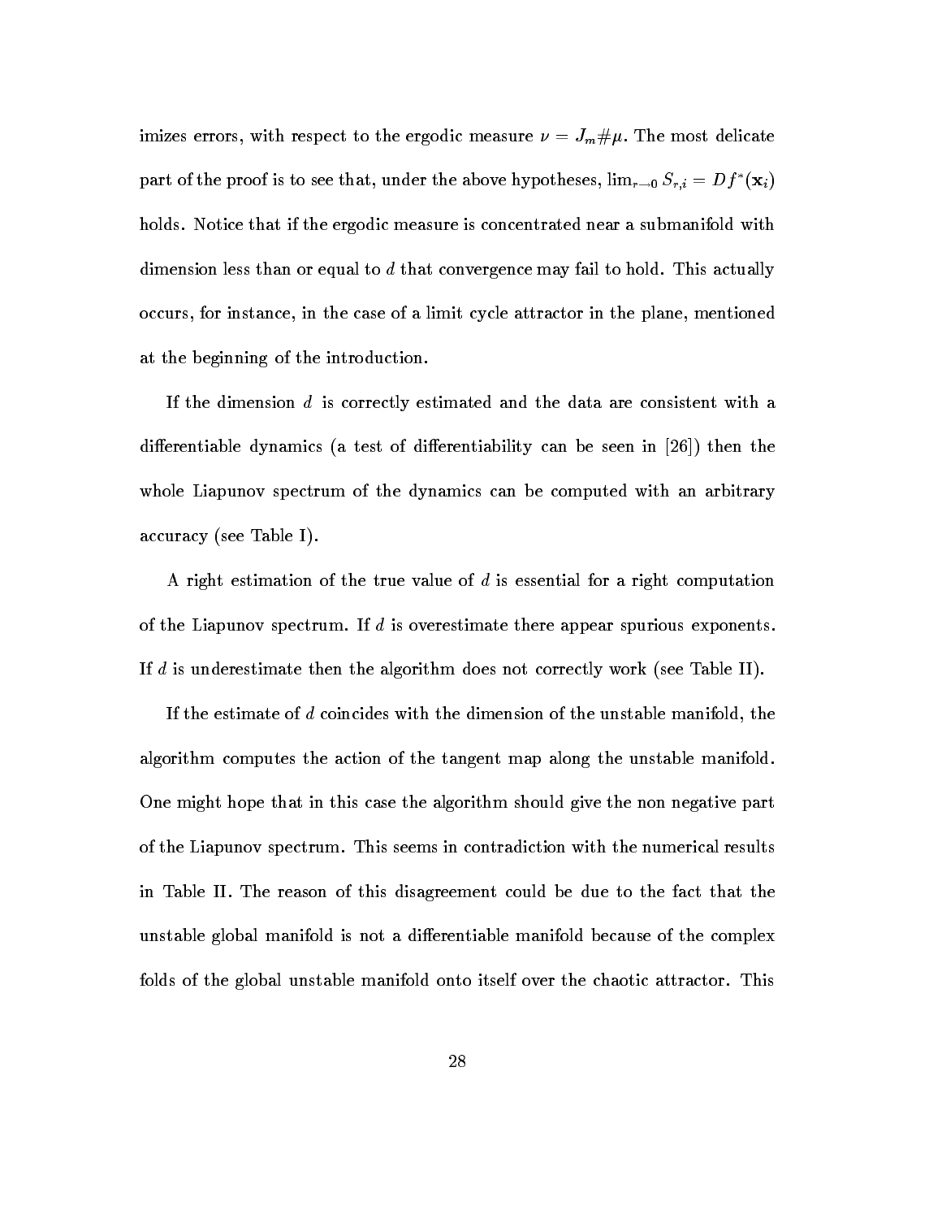imizes errors, with respect to the ergodic measure $\nu = J_m \# \mu$. The most delicate part of the proof is to see that, under the above hypotheses, $\lim_{r \to 0} S_{r,i} = Df^*(\mathbf{x}_i)$ holds. Notice that if the ergodic measure is concentrated near a submanifold with dimension less than or equal to $d$ that convergence may fail to hold. This actually occurs, for instance, in the case of a limit cycle attractor in the plane, mentioned at the beginning of the introduction.

If the dimension $d$ is correctly estimated and the data are consistent with a differentiable dynamics (a test of differentiability can be seen in [26]) then the whole Liapunov spectrum of the dynamics can be computed with an arbitrary accuracy (see Table I).

A right estimation of the true value of $d$ is essential for a right computation of the Liapunov spectrum. If $d$ is overestimate there appear spurious exponents. If $d$ is underestimate then the algorithm does not correctly work (see Table II).

If the estimate of $d$ coincides with the dimension of the unstable manifold, the algorithm computes the action of the tangent map along the unstable manifold. One might hope that in this case the algorithm should give the non negative part of the Liapunov spectrum. This seems in contradiction with the numerical results in Table II. The reason of this disagreement could be due to the fact that the unstable global manifold is not a differentiable manifold because of the complex folds of the global unstable manifold onto itself over the chaotic attractor. This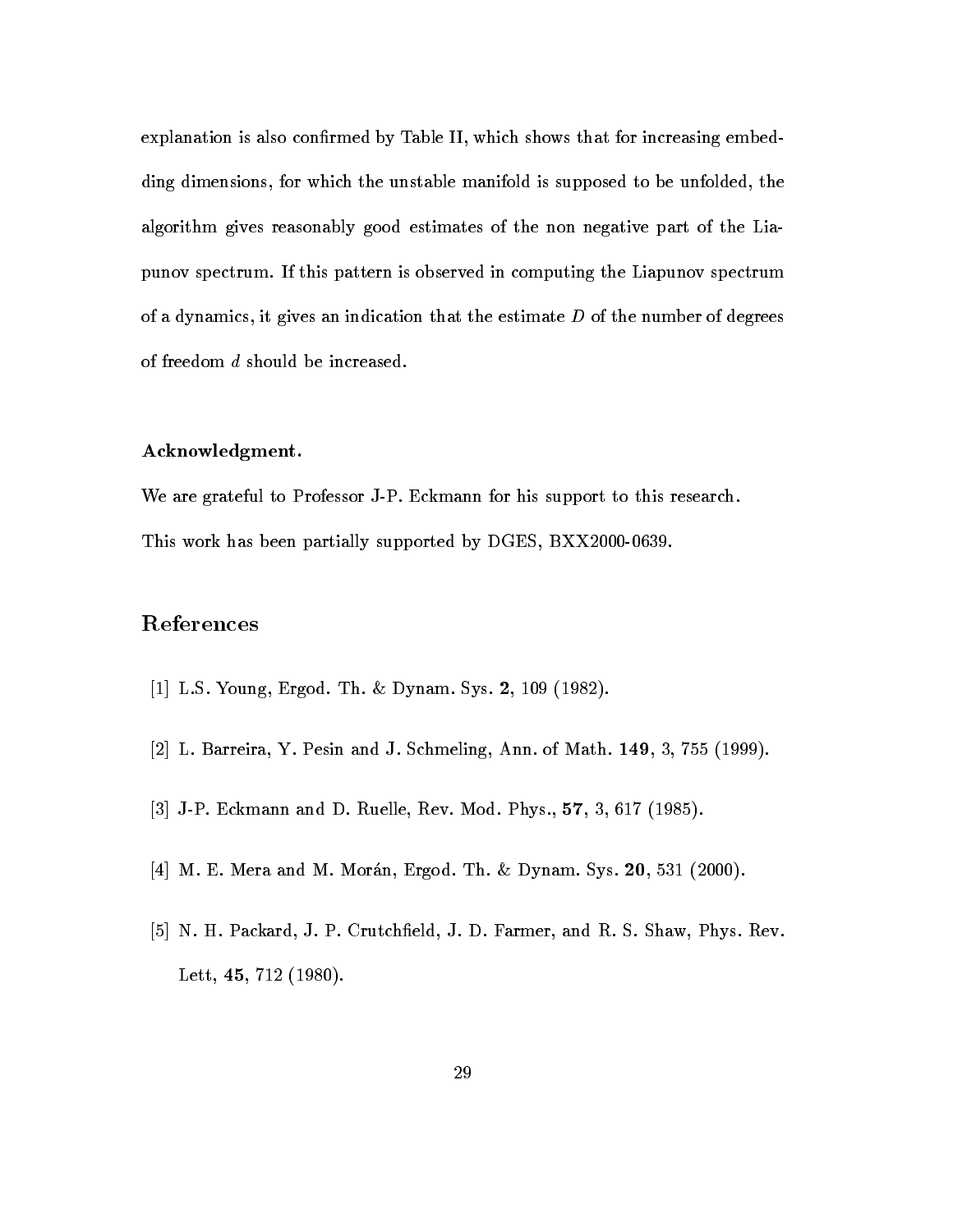explanation is also confirmed by Table II, which shows that for increasing embedding dimensions, for which the unstable manifold is supposed to be unfolded, the algorithm gives reasonably good estimates of the non negative part of the Liapunov spectrum. If this pattern is observed in computing the Liapunov spectrum of a dynamics, it gives an indication that the estimate $D$ of the number of degrees of freedom $d$ should be increased.

**Acknowledgment.**

We are grateful to Professor J-P. Eckmann for his support to this research. This work has been partially supported by DGES, BXX2000-0639.

## References

[1] L.S. Young, Ergod. Th. & Dynam. Sys. **2**, 109 (1982).

[2] L. Barreira, Y. Pesin and J. Schmeling, Ann. of Math. **149**, 3, 755 (1999).

[3] J-P. Eckmann and D. Ruelle, Rev. Mod. Phys., **57**, 3, 617 (1985).

[4] M. E. Mera and M. Morán, Ergod. Th. & Dynam. Sys. **20**, 531 (2000).

[5] N. H. Packard, J. P. Crutchfield, J. D. Farmer, and R. S. Shaw, Phys. Rev. Lett, **45**, 712 (1980).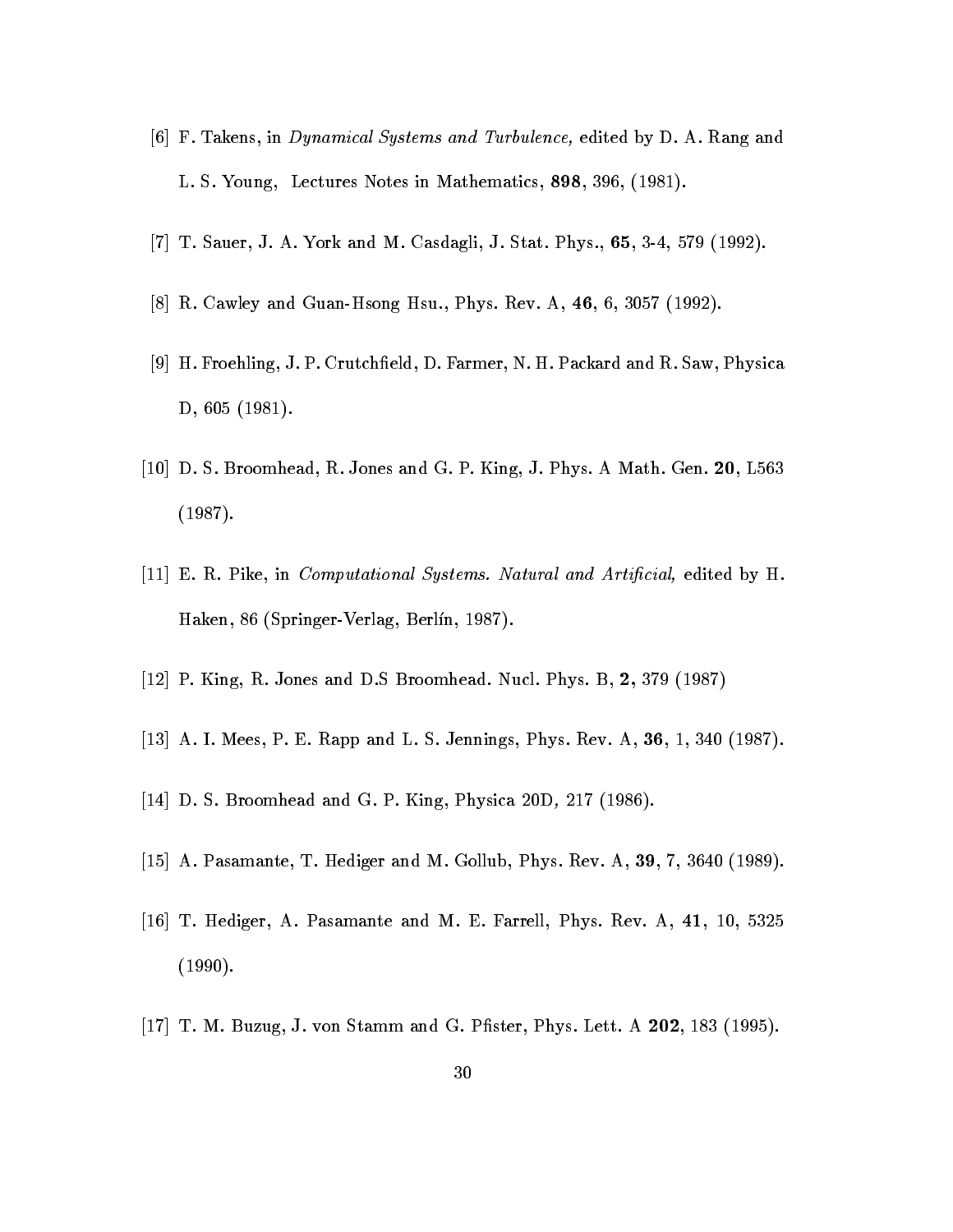[6] F. Takens, in *Dynamical Systems and Turbulence,* edited by D. A. Rang and L. S. Young, Lectures Notes in Mathematics, **898**, 396, (1981).

[7] T. Sauer, J. A. York and M. Casdagli, J. Stat. Phys., **65**, 3-4, 579 (1992).

[8] R. Cawley and Guan-Hsong Hsu., Phys. Rev. A, **46**, 6, 3057 (1992).

[9] H. Froehling, J. P. Crutchfield, D. Farmer, N. H. Packard and R. Saw, Physica D, 605 (1981).

[10] D. S. Broomhead, R. Jones and G. P. King, J. Phys. A Math. Gen. **20**, L563 (1987).

[11] E. R. Pike, in *Computational Systems. Natural and Artificial,* edited by H. Haken, 86 (Springer-Verlag, Berlín, 1987).

[12] P. King, R. Jones and D.S Broomhead. Nucl. Phys. B, **2**, 379 (1987)

[13] A. I. Mees, P. E. Rapp and L. S. Jennings, Phys. Rev. A, **36**, 1, 340 (1987).

[14] D. S. Broomhead and G. P. King, Physica 20D*,* 217 (1986).

[15] A. Pasamante, T. Hediger and M. Gollub, Phys. Rev. A, **39**, 7, 3640 (1989).

[16] T. Hediger, A. Pasamante and M. E. Farrell, Phys. Rev. A, **41**, 10, 5325 (1990).

[17] T. M. Buzug, J. von Stamm and G. Pfister, Phys. Lett. A **202**, 183 (1995).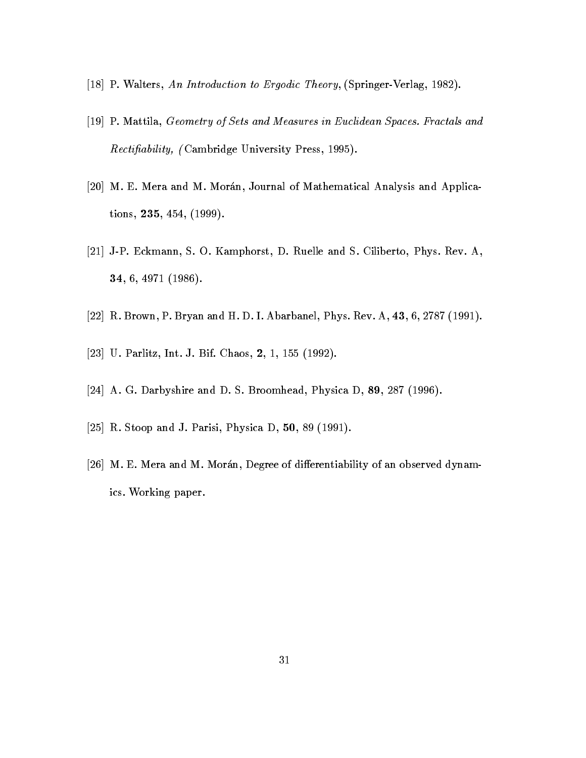[18] P. Walters, *An Introduction to Ergodic Theory*, (Springer-Verlag, 1982).

[19] P. Mattila, *Geometry of Sets and Measures in Euclidean Spaces. Fractals and Rectifiability,* (Cambridge University Press, 1995).

[20] M. E. Mera and M. Morán, Journal of Mathematical Analysis and Applications, **235**, 454, (1999).

[21] J-P. Eckmann, S. O. Kamphorst, D. Ruelle and S. Ciliberto, Phys. Rev. A, **34**, 6, 4971 (1986).

[22] R. Brown, P. Bryan and H. D. I. Abarbanel, Phys. Rev. A, **43**, 6, 2787 (1991).

[23] U. Parlitz, Int. J. Bif. Chaos, **2**, 1, 155 (1992).

[24] A. G. Darbyshire and D. S. Broomhead, Physica D, **89**, 287 (1996).

[25] R. Stoop and J. Parisi, Physica D, **50**, 89 (1991).

[26] M. E. Mera and M. Morán, Degree of differentiability of an observed dynamics. Working paper.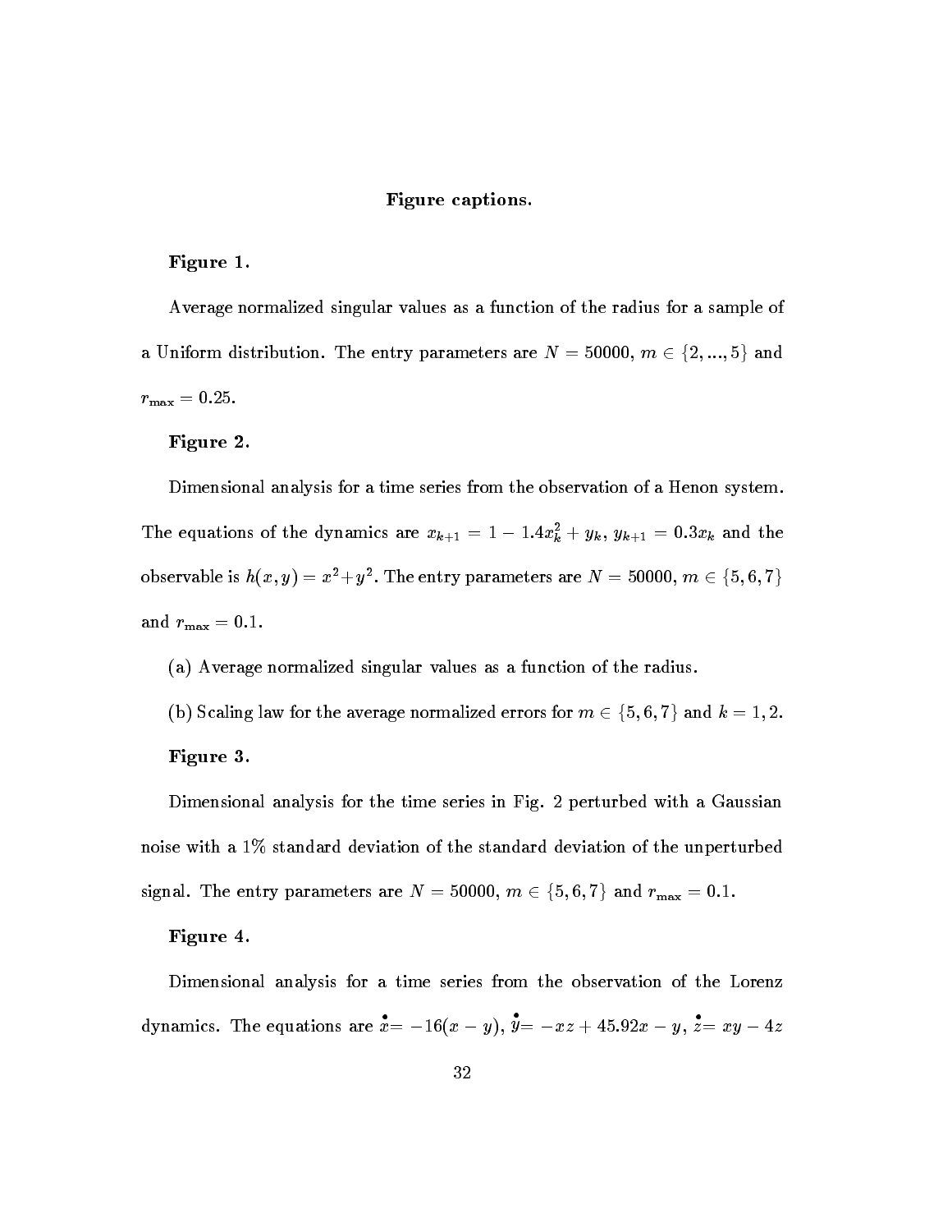## Figure captions.

**Figure 1.**

Average normalized singular values as a function of the radius for a sample of a Uniform distribution. The entry parameters are $N = 50000$, $m \in \{2, ..., 5\}$ and $r_{\max} = 0.25$.

**Figure 2.**

Dimensional analysis for a time series from the observation of a Henon system. The equations of the dynamics are $x_{k+1} = 1 - 1.4x_k^2 + y_k$, $y_{k+1} = 0.3x_k$ and the observable is $h(x, y) = x^2 + y^2$. The entry parameters are $N = 50000$, $m \in \{5, 6, 7\}$ and $r_{\max} = 0.1$.

(a) Average normalized singular values as a function of the radius.

(b) Scaling law for the average normalized errors for $m \in \{5, 6, 7\}$ and $k = 1, 2$.

**Figure 3.**

Dimensional analysis for the time series in Fig. 2 perturbed with a Gaussian noise with a 1% standard deviation of the standard deviation of the unperturbed signal. The entry parameters are $N = 50000$, $m \in \{5, 6, 7\}$ and $r_{\max} = 0.1$.

**Figure 4.**

Dimensional analysis for a time series from the observation of the Lorenz dynamics. The equations are $\dot{x} = -16(x - y)$, $\dot{y} = -xz + 45.92x - y$, $\dot{z} = xy - 4z$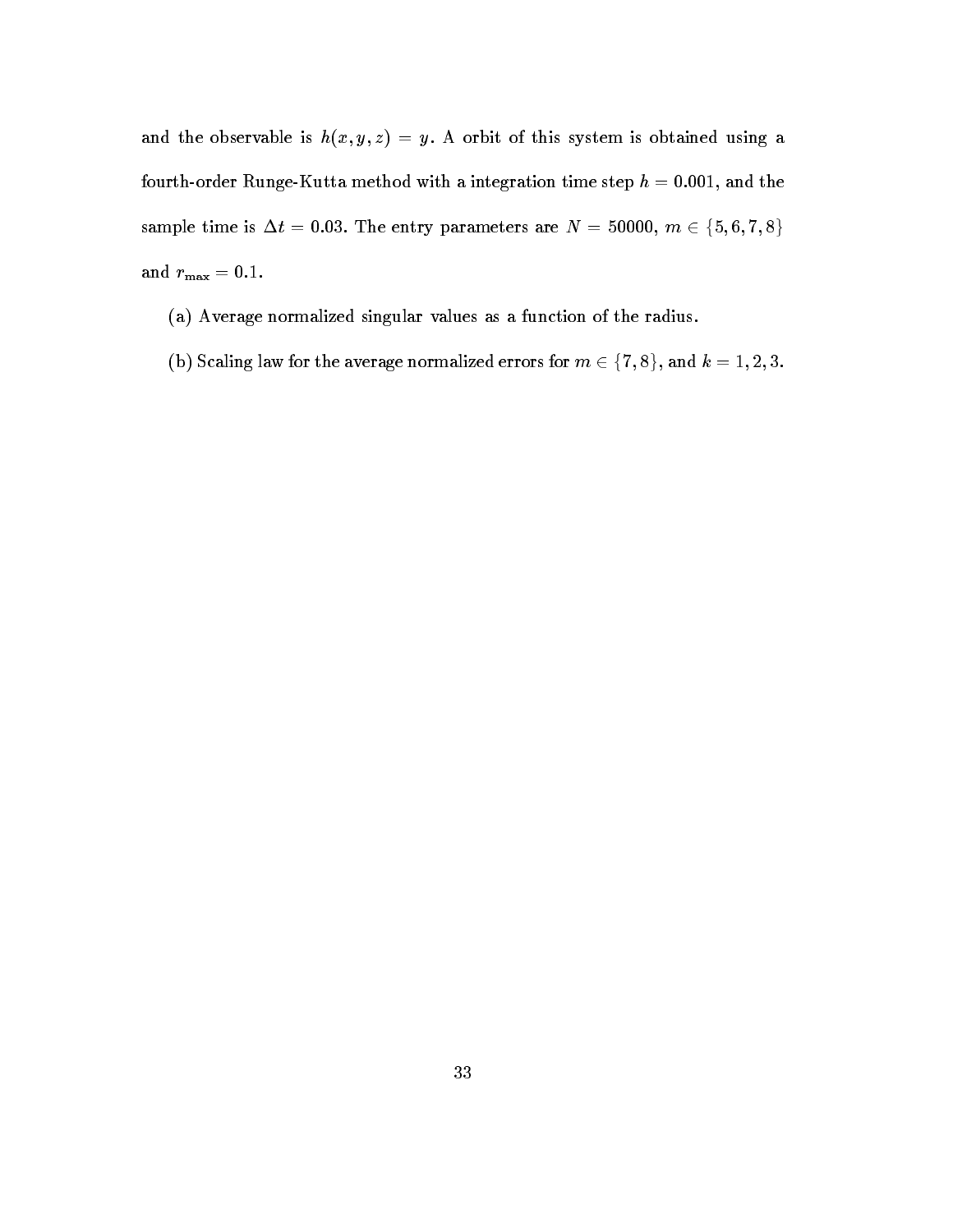and the observable is $h(x, y, z) = y$. A orbit of this system is obtained using a fourth-order Runge-Kutta method with a integration time step $h = 0.001$, and the sample time is $\Delta t = 0.03$. The entry parameters are $N = 50000$, $m \in \{5, 6, 7, 8\}$ and $r_{\max} = 0.1$.

(a) Average normalized singular values as a function of the radius.

(b) Scaling law for the average normalized errors for $m \in \{7, 8\}$, and $k = 1, 2, 3$.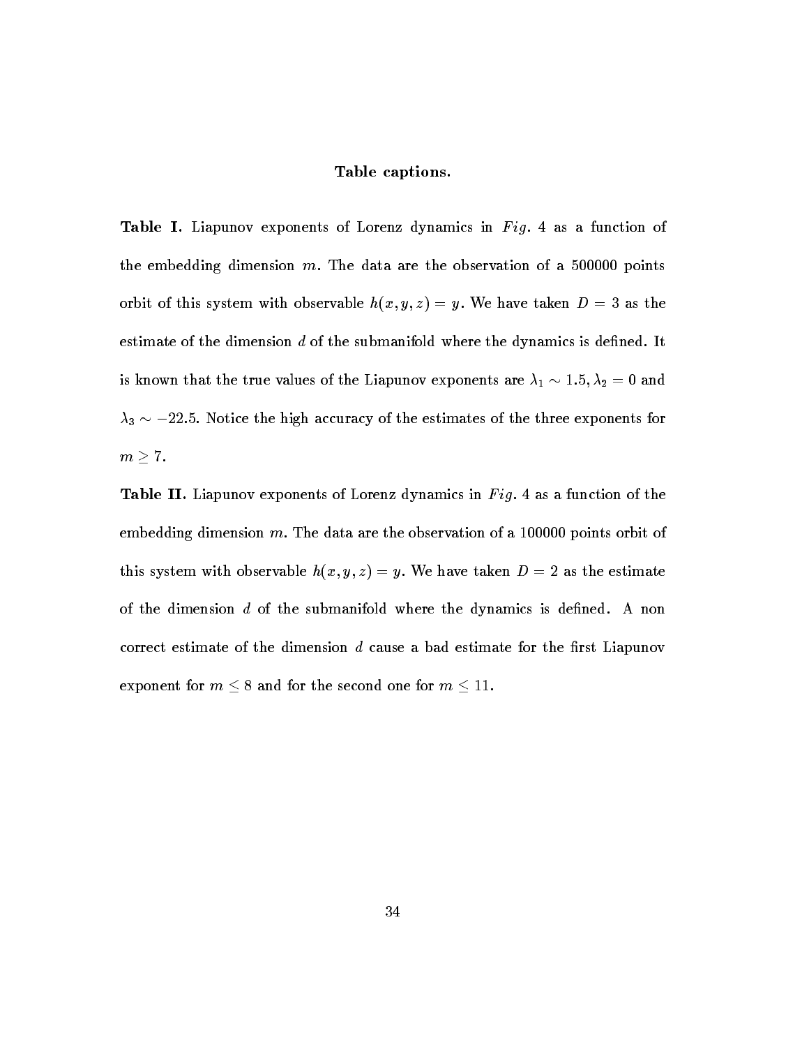**Table captions.**

**Table I.** Liapunov exponents of Lorenz dynamics in *Fig.* 4 as a function of the embedding dimension $m$. The data are the observation of a 500000 points orbit of this system with observable $h(x, y, z) = y$. We have taken $D = 3$ as the estimate of the dimension $d$ of the submanifold where the dynamics is defined. It is known that the true values of the Liapunov exponents are $\lambda_1 \sim 1.5, \lambda_2 = 0$ and $\lambda_3 \sim -22.5$. Notice the high accuracy of the estimates of the three exponents for $m \geq 7$.

**Table II.** Liapunov exponents of Lorenz dynamics in *Fig.* 4 as a function of the embedding dimension $m$. The data are the observation of a 100000 points orbit of this system with observable $h(x, y, z) = y$. We have taken $D = 2$ as the estimate of the dimension $d$ of the submanifold where the dynamics is defined. A non correct estimate of the dimension $d$ cause a bad estimate for the first Liapunov exponent for $m \leq 8$ and for the second one for $m \leq 11$.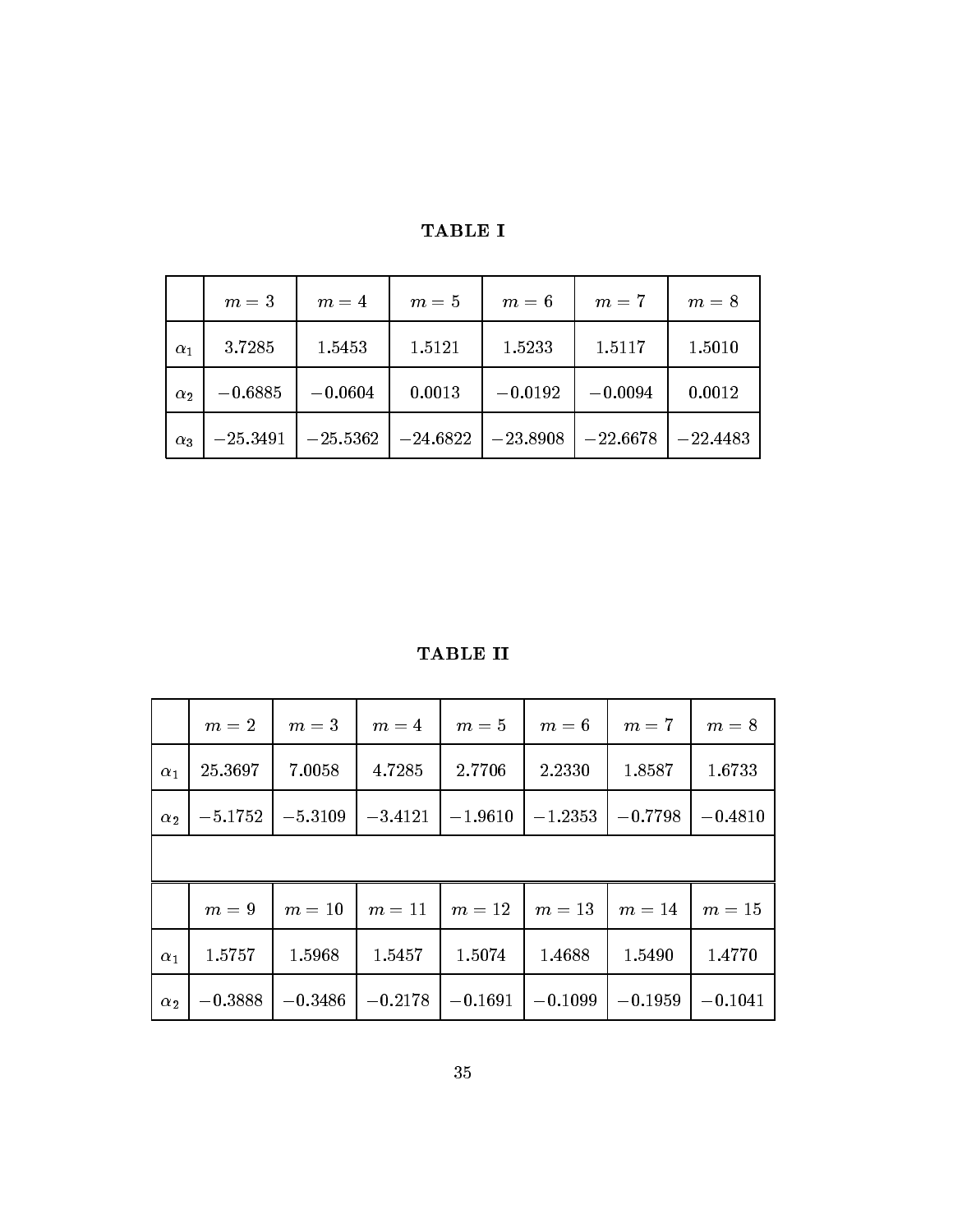**TABLE I**

| | $m=3$ | $m=4$ | $m=5$ | $m=6$ | $m=7$ | $m=8$ |
|---|---|---|---|---|---|---|
| $\alpha_1$ | 3.7285 | 1.5453 | 1.5121 | 1.5233 | 1.5117 | 1.5010 |
| $\alpha_2$ | $-0.6885$ | $-0.0604$ | 0.0013 | $-0.0192$ | $-0.0094$ | 0.0012 |
| $\alpha_3$ | $-25.3491$ | $-25.5362$ | $-24.6822$ | $-23.8908$ | $-22.6678$ | $-22.4483$ |

**TABLE II**

| | $m=2$ | $m=3$ | $m=4$ | $m=5$ | $m=6$ | $m=7$ | $m=8$ |
|---|---|---|---|---|---|---|---|
| $\alpha_1$ | 25.3697 | 7.0058 | 4.7285 | 2.7706 | 2.2330 | 1.8587 | 1.6733 |
| $\alpha_2$ | $-5.1752$ | $-5.3109$ | $-3.4121$ | $-1.9610$ | $-1.2353$ | $-0.7798$ | $-0.4810$ |
| | | | | | | | |
| | $m=9$ | $m=10$ | $m=11$ | $m=12$ | $m=13$ | $m=14$ | $m=15$ |
| $\alpha_1$ | 1.5757 | 1.5968 | 1.5457 | 1.5074 | 1.4688 | 1.5490 | 1.4770 |
| $\alpha_2$ | $-0.3888$ | $-0.3486$ | $-0.2178$ | $-0.1691$ | $-0.1099$ | $-0.1959$ | $-0.1041$ |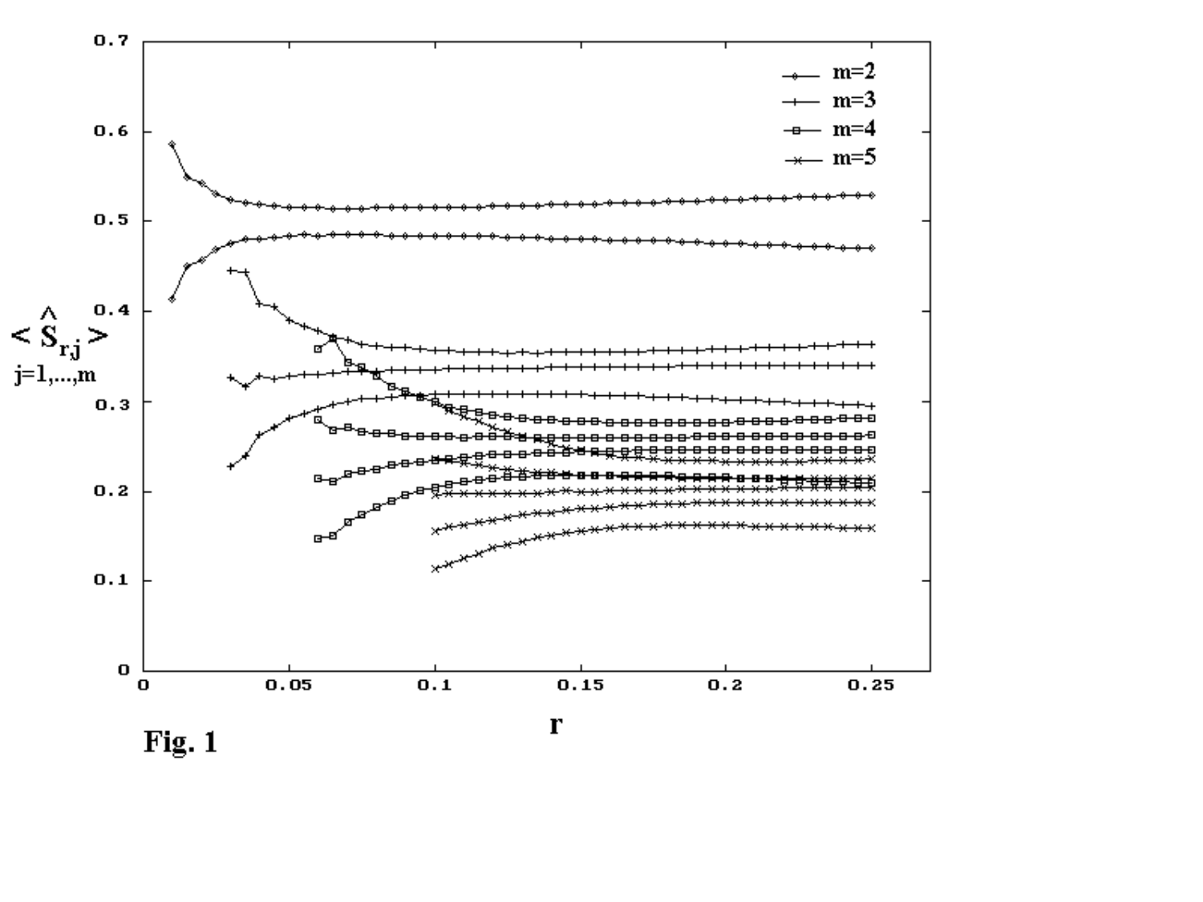Fig. 1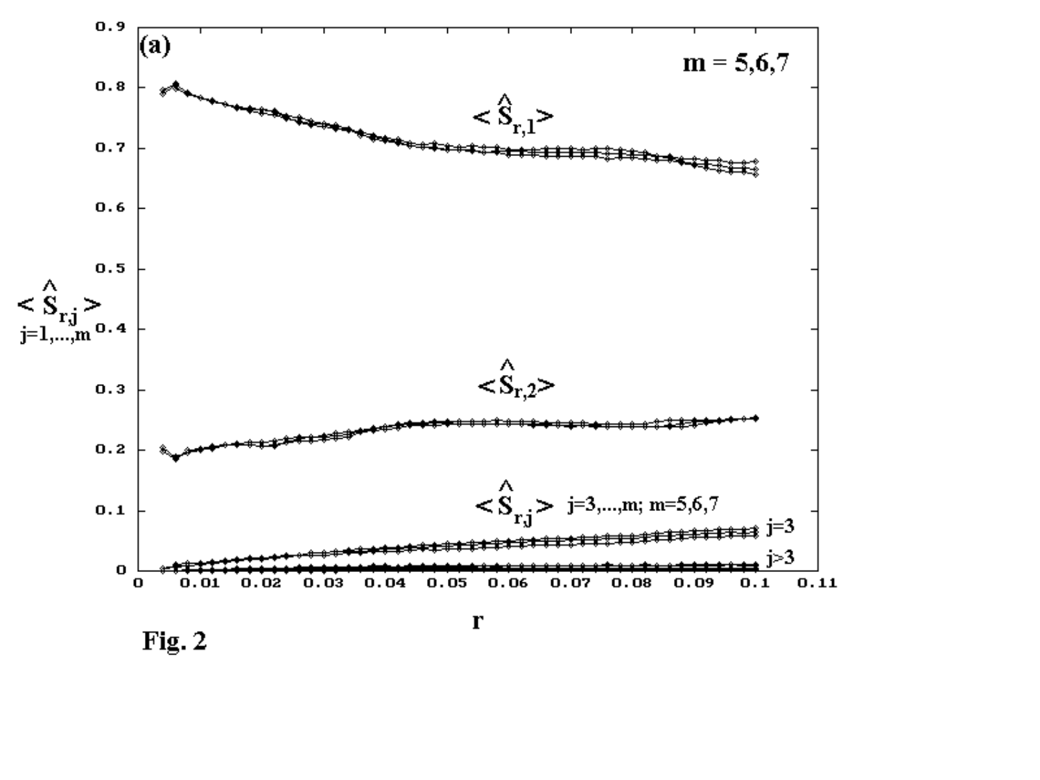Fig. 2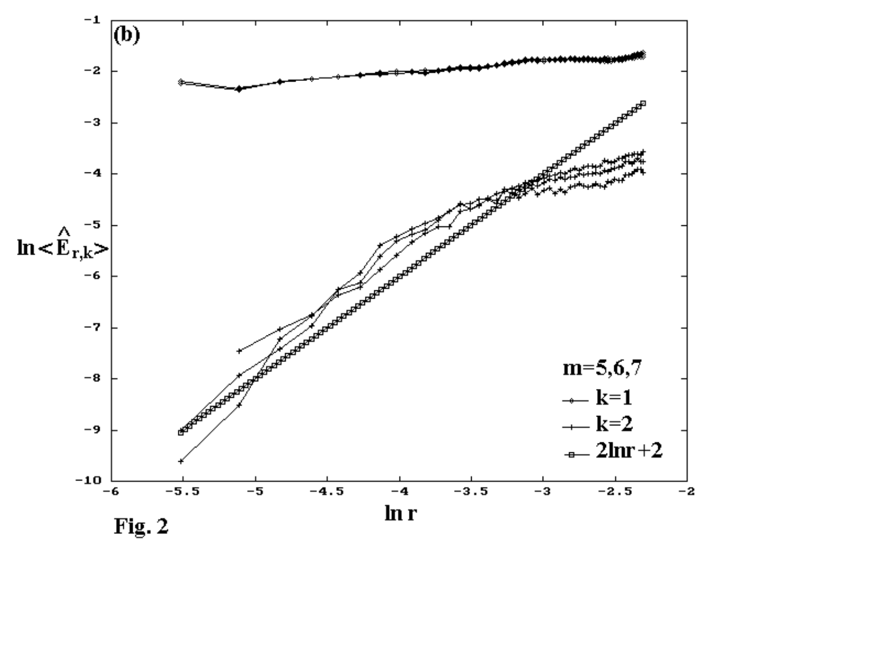Fig. 2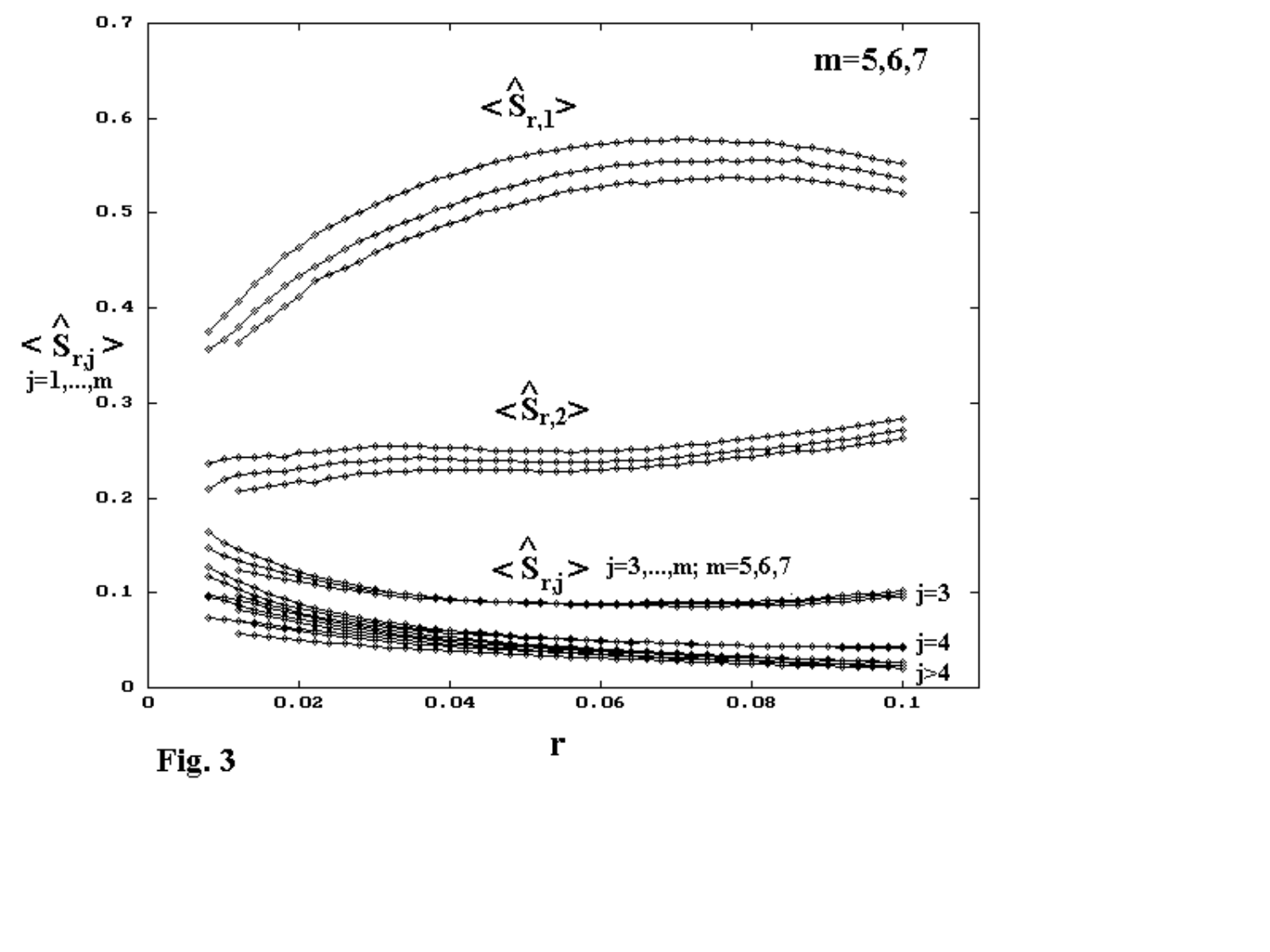Fig. 3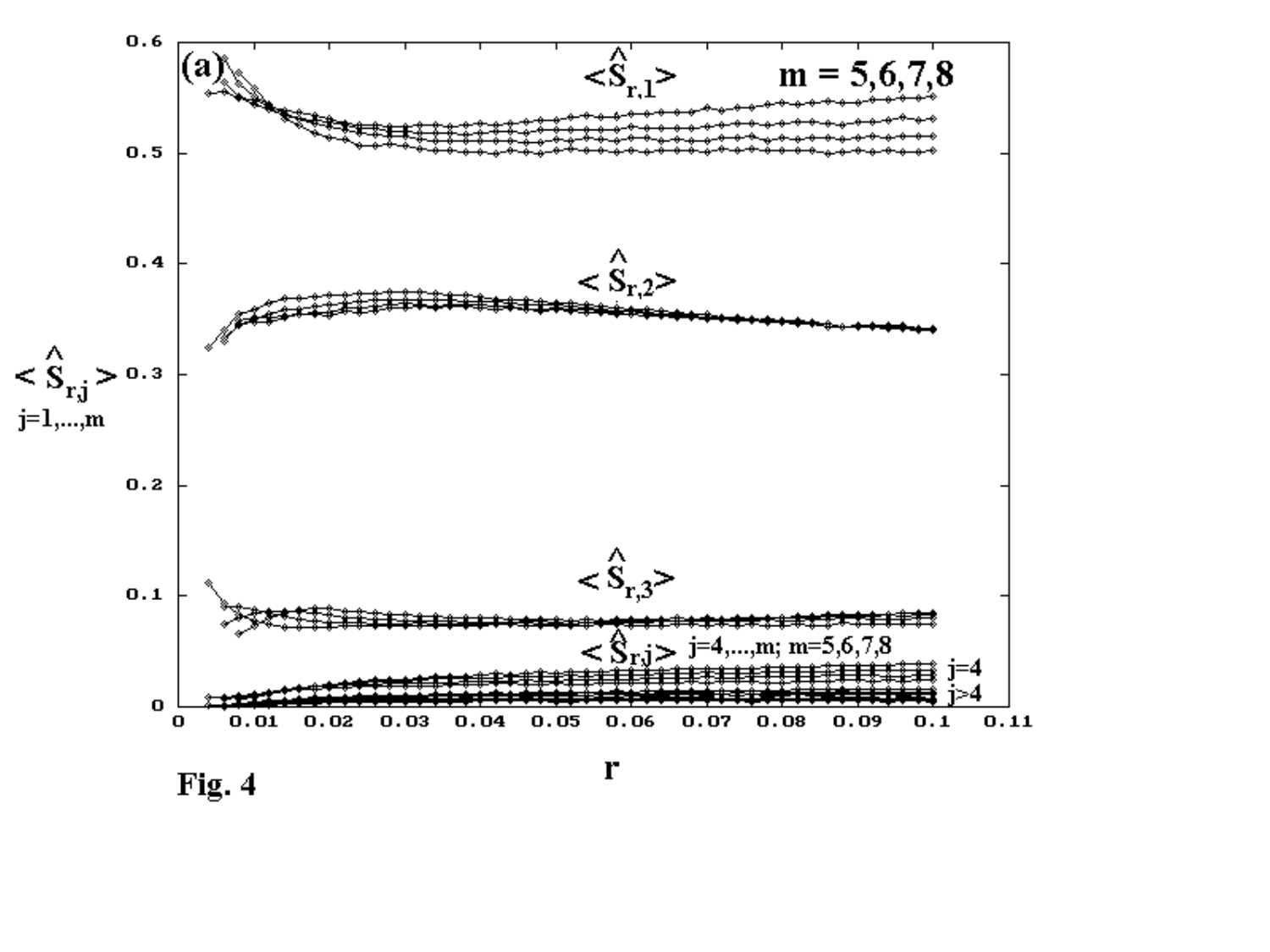Fig. 4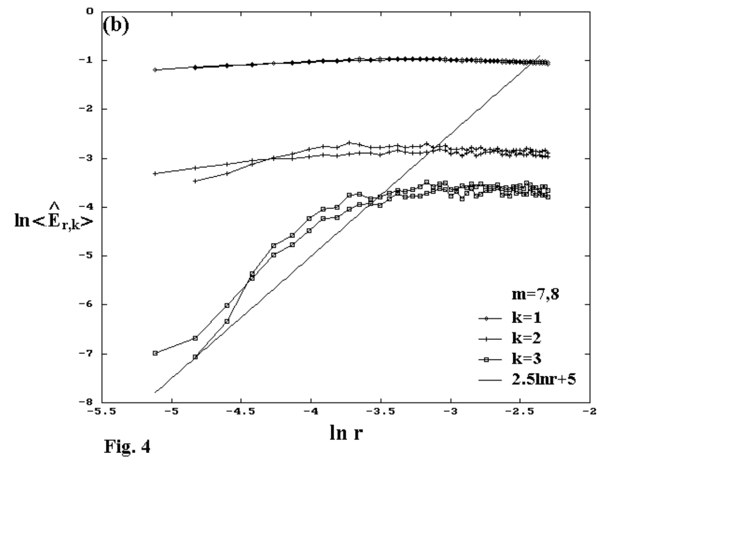(b)

$\ln\langle\hat{E}_{r,k}\rangle$

$\ln r$

m=7,8

k=1

k=2

k=3

2.5lnr+5

0

-1

-2

-3

-4

-5

-6

-7

-8

-5.5

-5

-4.5

-4

-3.5

-3

-2.5

-2

Fig. 4